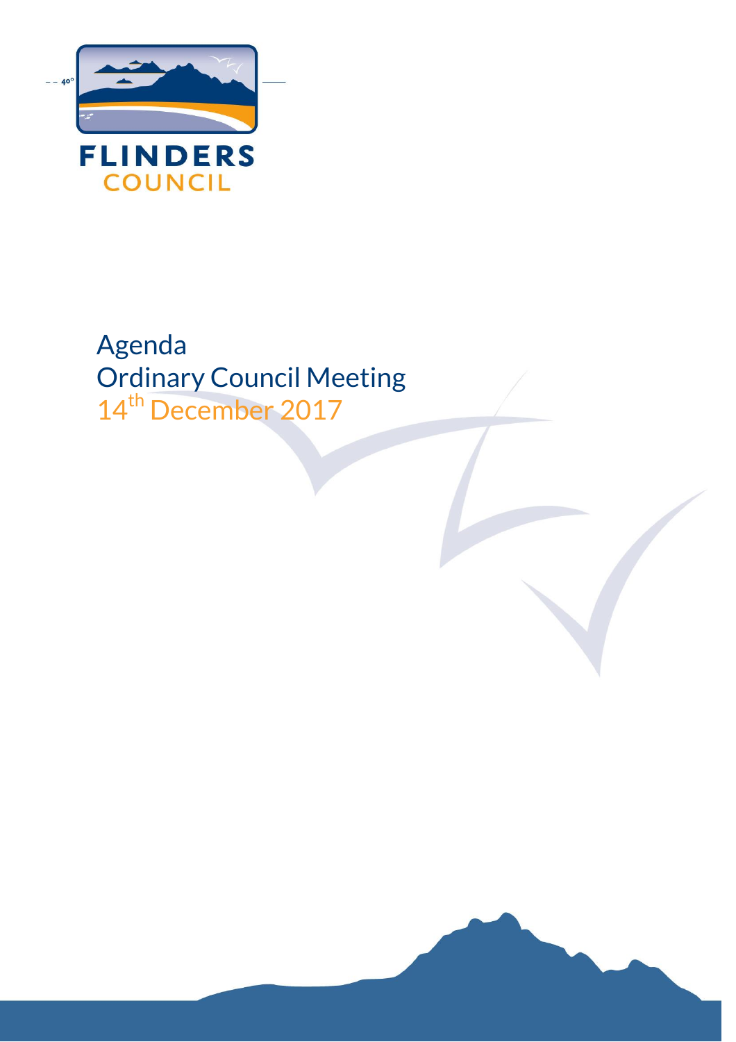FLINDERS
COUNCIL

# Agenda
# Ordinary Council Meeting
## 14th December 2017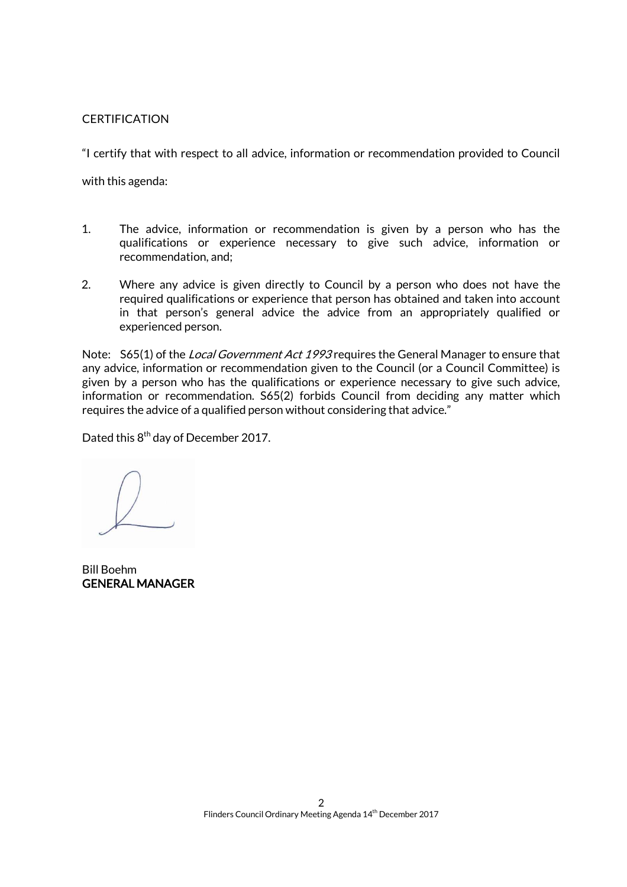CERTIFICATION

"I certify that with respect to all advice, information or recommendation provided to Council with this agenda:

1. The advice, information or recommendation is given by a person who has the qualifications or experience necessary to give such advice, information or recommendation, and;

2. Where any advice is given directly to Council by a person who does not have the required qualifications or experience that person has obtained and taken into account in that person's general advice the advice from an appropriately qualified or experienced person.

Note: S65(1) of the *Local Government Act 1993* requires the General Manager to ensure that any advice, information or recommendation given to the Council (or a Council Committee) is given by a person who has the qualifications or experience necessary to give such advice, information or recommendation. S65(2) forbids Council from deciding any matter which requires the advice of a qualified person without considering that advice."

Dated this 8th day of December 2017.

Bill Boehm
**GENERAL MANAGER**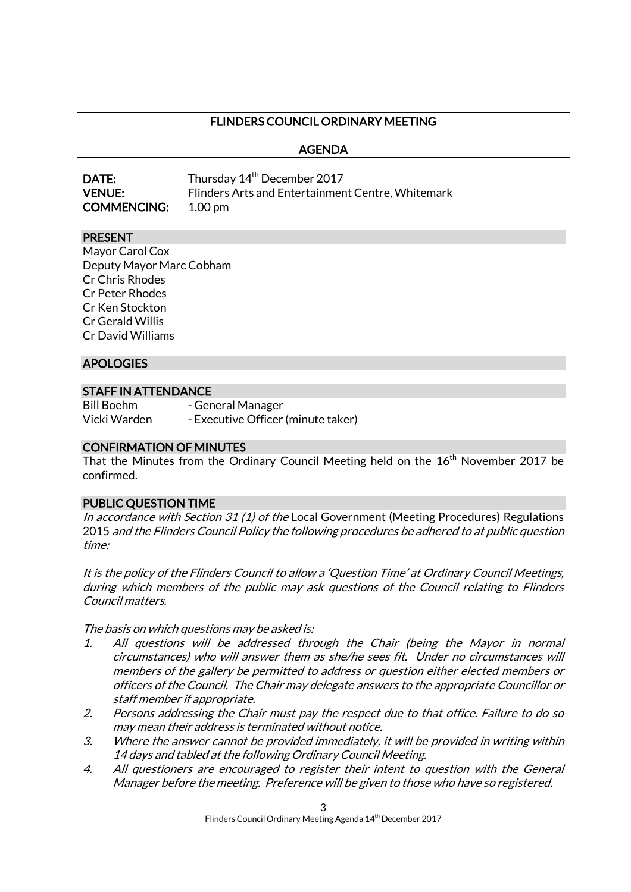# FLINDERS COUNCIL ORDINARY MEETING

## AGENDA

**DATE:** Thursday 14th December 2017
**VENUE:** Flinders Arts and Entertainment Centre, Whitemark
**COMMENCING:** 1.00 pm

## PRESENT

Mayor Carol Cox
Deputy Mayor Marc Cobham
Cr Chris Rhodes
Cr Peter Rhodes
Cr Ken Stockton
Cr Gerald Willis
Cr David Williams

## APOLOGIES

## STAFF IN ATTENDANCE

Bill Boehm - General Manager
Vicki Warden - Executive Officer (minute taker)

## CONFIRMATION OF MINUTES

That the Minutes from the Ordinary Council Meeting held on the 16th November 2017 be confirmed.

## PUBLIC QUESTION TIME

*In accordance with Section 31 (1) of the* Local Government (Meeting Procedures) Regulations 2015 *and the Flinders Council Policy the following procedures be adhered to at public question time:*

*It is the policy of the Flinders Council to allow a 'Question Time' at Ordinary Council Meetings, during which members of the public may ask questions of the Council relating to Flinders Council matters.*

*The basis on which questions may be asked is:*

1. *All questions will be addressed through the Chair (being the Mayor in normal circumstances) who will answer them as she/he sees fit. Under no circumstances will members of the gallery be permitted to address or question either elected members or officers of the Council. The Chair may delegate answers to the appropriate Councillor or staff member if appropriate.*
2. *Persons addressing the Chair must pay the respect due to that office. Failure to do so may mean their address is terminated without notice.*
3. *Where the answer cannot be provided immediately, it will be provided in writing within 14 days and tabled at the following Ordinary Council Meeting.*
4. *All questioners are encouraged to register their intent to question with the General Manager before the meeting. Preference will be given to those who have so registered.*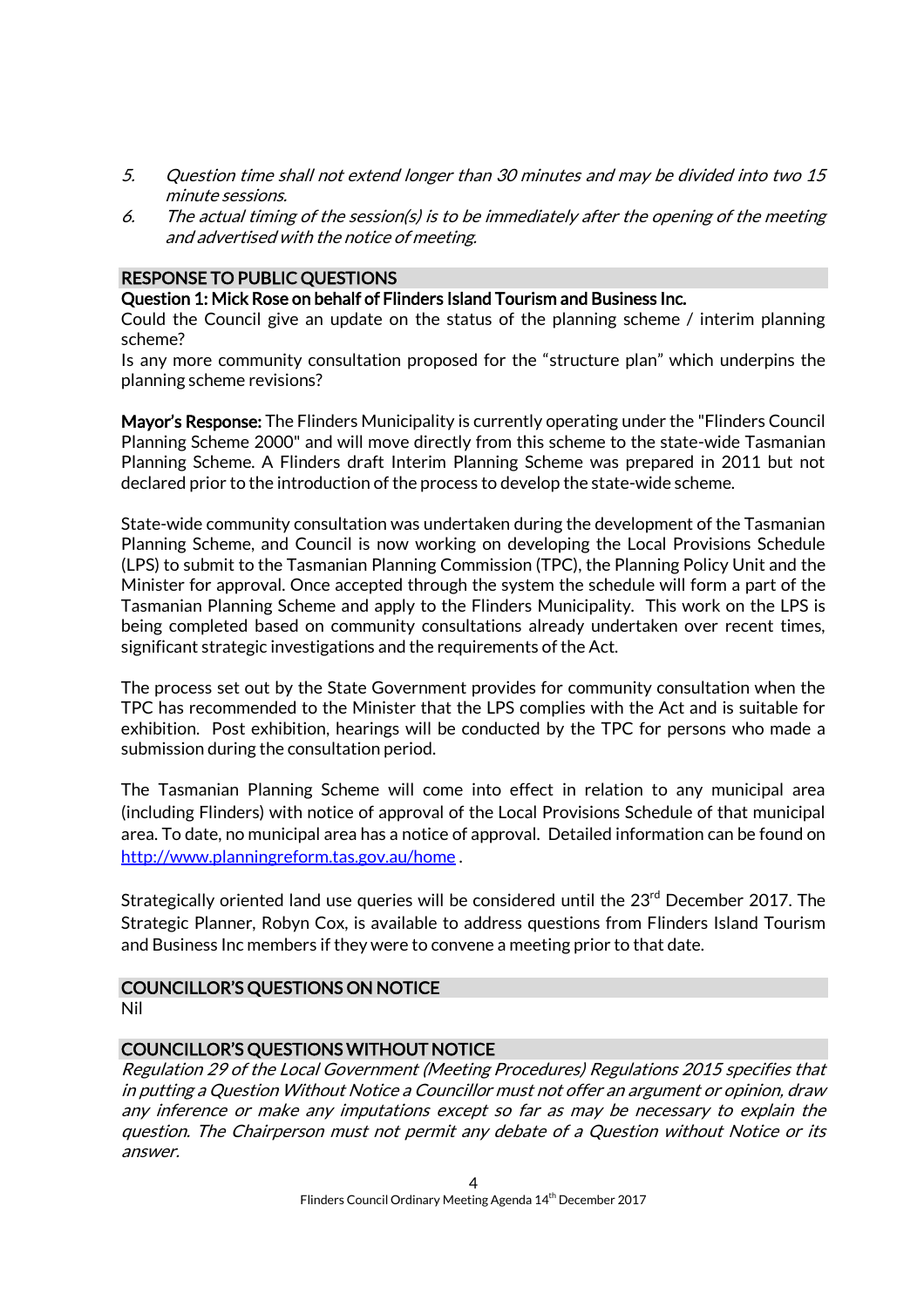5. *Question time shall not extend longer than 30 minutes and may be divided into two 15 minute sessions.*
6. *The actual timing of the session(s) is to be immediately after the opening of the meeting and advertised with the notice of meeting.*

## RESPONSE TO PUBLIC QUESTIONS

**Question 1: Mick Rose on behalf of Flinders Island Tourism and Business Inc.**

Could the Council give an update on the status of the planning scheme / interim planning scheme?

Is any more community consultation proposed for the "structure plan" which underpins the planning scheme revisions?

**Mayor's Response:** The Flinders Municipality is currently operating under the "Flinders Council Planning Scheme 2000" and will move directly from this scheme to the state-wide Tasmanian Planning Scheme. A Flinders draft Interim Planning Scheme was prepared in 2011 but not declared prior to the introduction of the process to develop the state-wide scheme.

State-wide community consultation was undertaken during the development of the Tasmanian Planning Scheme, and Council is now working on developing the Local Provisions Schedule (LPS) to submit to the Tasmanian Planning Commission (TPC), the Planning Policy Unit and the Minister for approval. Once accepted through the system the schedule will form a part of the Tasmanian Planning Scheme and apply to the Flinders Municipality. This work on the LPS is being completed based on community consultations already undertaken over recent times, significant strategic investigations and the requirements of the Act.

The process set out by the State Government provides for community consultation when the TPC has recommended to the Minister that the LPS complies with the Act and is suitable for exhibition. Post exhibition, hearings will be conducted by the TPC for persons who made a submission during the consultation period.

The Tasmanian Planning Scheme will come into effect in relation to any municipal area (including Flinders) with notice of approval of the Local Provisions Schedule of that municipal area. To date, no municipal area has a notice of approval. Detailed information can be found on http://www.planningreform.tas.gov.au/home .

Strategically oriented land use queries will be considered until the 23rd December 2017. The Strategic Planner, Robyn Cox, is available to address questions from Flinders Island Tourism and Business Inc members if they were to convene a meeting prior to that date.

## COUNCILLOR'S QUESTIONS ON NOTICE

Nil

## COUNCILLOR'S QUESTIONS WITHOUT NOTICE

*Regulation 29 of the Local Government (Meeting Procedures) Regulations 2015 specifies that in putting a Question Without Notice a Councillor must not offer an argument or opinion, draw any inference or make any imputations except so far as may be necessary to explain the question. The Chairperson must not permit any debate of a Question without Notice or its answer.*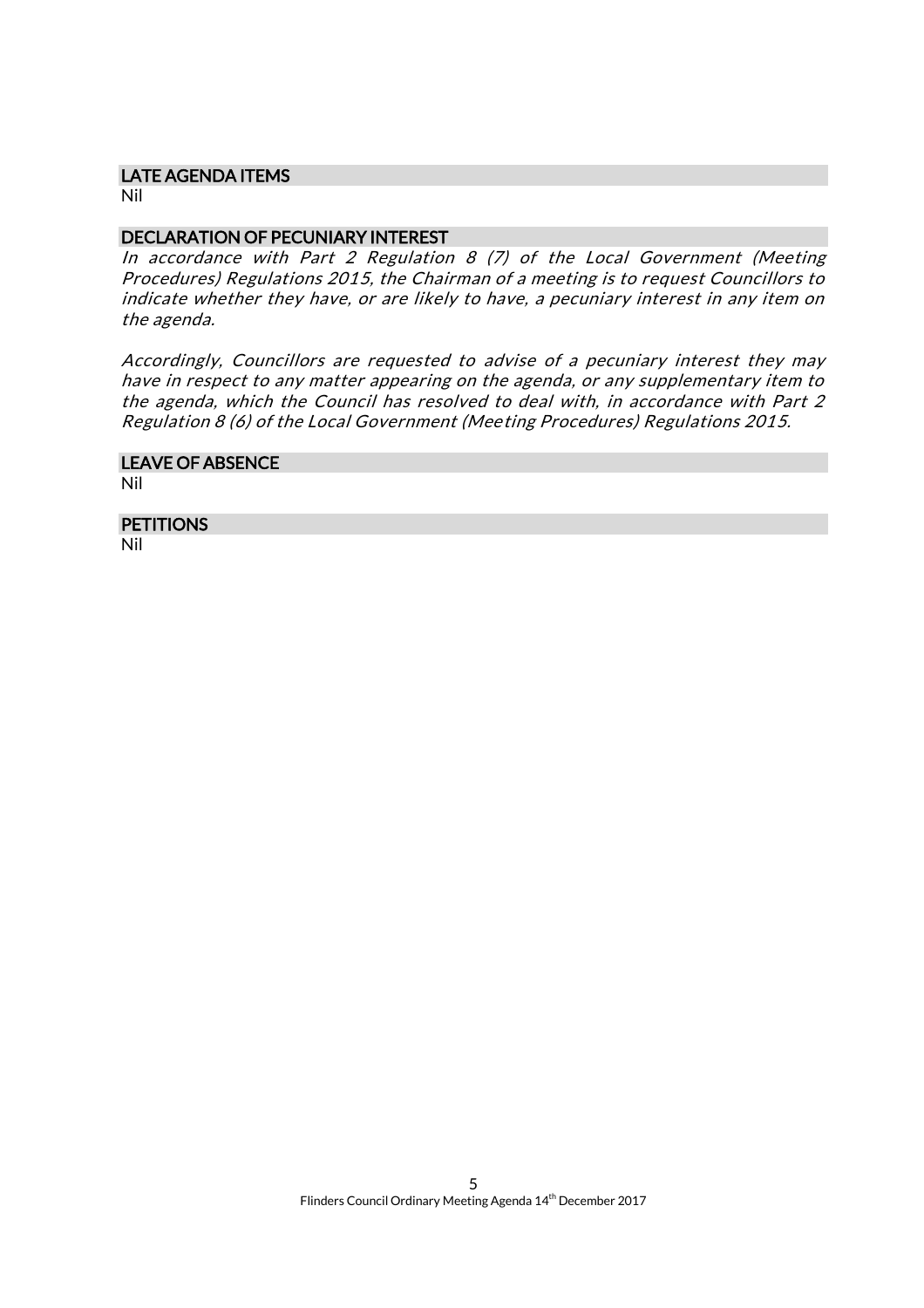## LATE AGENDA ITEMS

Nil

## DECLARATION OF PECUNIARY INTEREST

*In accordance with Part 2 Regulation 8 (7) of the Local Government (Meeting Procedures) Regulations 2015, the Chairman of a meeting is to request Councillors to indicate whether they have, or are likely to have, a pecuniary interest in any item on the agenda.*

*Accordingly, Councillors are requested to advise of a pecuniary interest they may have in respect to any matter appearing on the agenda, or any supplementary item to the agenda, which the Council has resolved to deal with, in accordance with Part 2 Regulation 8 (6) of the Local Government (Meeting Procedures) Regulations 2015.*

## LEAVE OF ABSENCE

Nil

## PETITIONS

Nil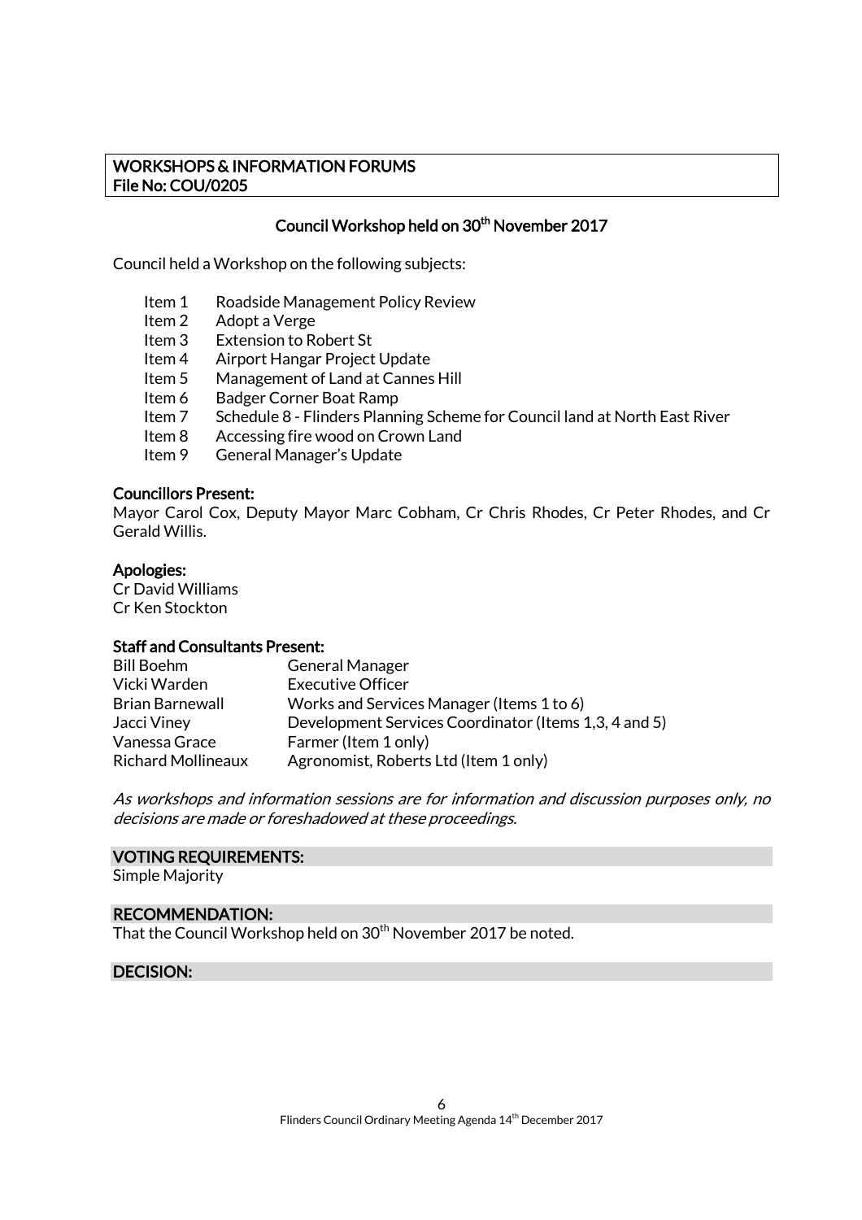**WORKSHOPS & INFORMATION FORUMS**
**File No: COU/0205**

## Council Workshop held on 30th November 2017

Council held a Workshop on the following subjects:

- Item 1 Roadside Management Policy Review
- Item 2 Adopt a Verge
- Item 3 Extension to Robert St
- Item 4 Airport Hangar Project Update
- Item 5 Management of Land at Cannes Hill
- Item 6 Badger Corner Boat Ramp
- Item 7 Schedule 8 - Flinders Planning Scheme for Council land at North East River
- Item 8 Accessing fire wood on Crown Land
- Item 9 General Manager's Update

**Councillors Present:**
Mayor Carol Cox, Deputy Mayor Marc Cobham, Cr Chris Rhodes, Cr Peter Rhodes, and Cr Gerald Willis.

**Apologies:**
Cr David Williams
Cr Ken Stockton

**Staff and Consultants Present:**

| | |
|---|---|
| Bill Boehm | General Manager |
| Vicki Warden | Executive Officer |
| Brian Barnewall | Works and Services Manager (Items 1 to 6) |
| Jacci Viney | Development Services Coordinator (Items 1,3, 4 and 5) |
| Vanessa Grace | Farmer (Item 1 only) |
| Richard Mollineaux | Agronomist, Roberts Ltd (Item 1 only) |

*As workshops and information sessions are for information and discussion purposes only, no decisions are made or foreshadowed at these proceedings.*

**VOTING REQUIREMENTS:**
Simple Majority

**RECOMMENDATION:**
That the Council Workshop held on 30th November 2017 be noted.

**DECISION:**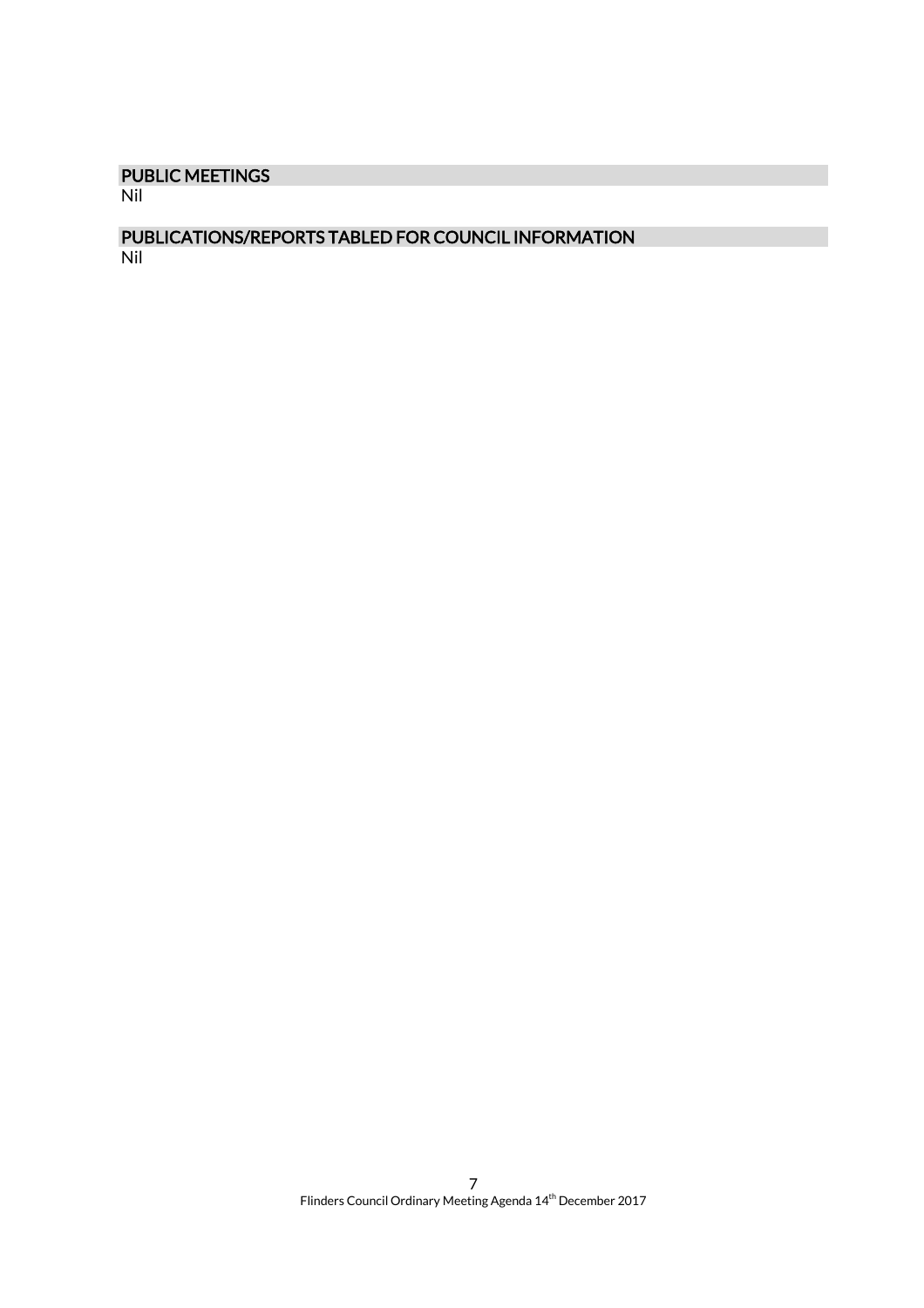## PUBLIC MEETINGS

Nil

## PUBLICATIONS/REPORTS TABLED FOR COUNCIL INFORMATION

Nil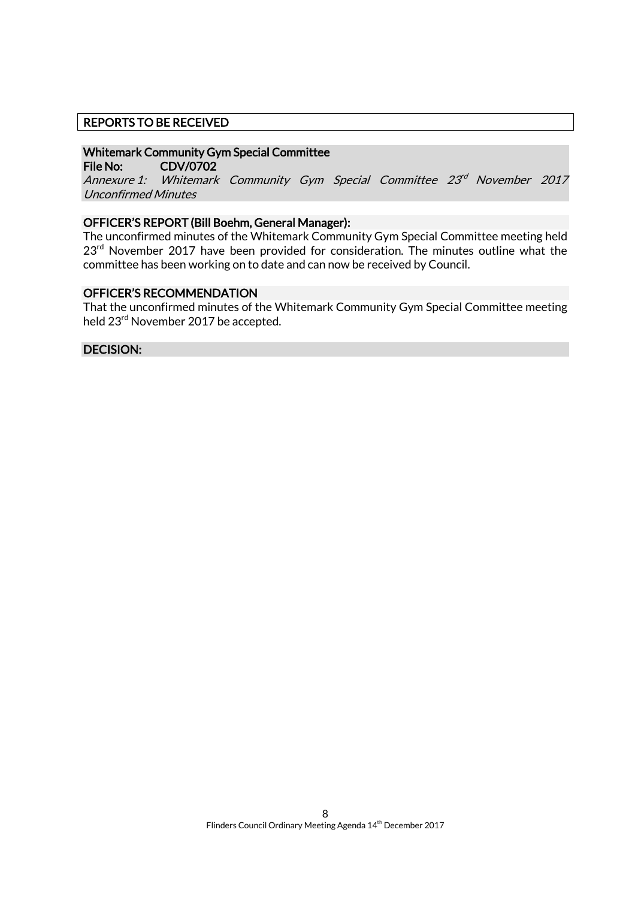## REPORTS TO BE RECEIVED

### Whitemark Community Gym Special Committee

**File No: CDV/0702**

*Annexure 1: Whitemark Community Gym Special Committee 23rd November 2017 Unconfirmed Minutes*

### OFFICER'S REPORT (Bill Boehm, General Manager):

The unconfirmed minutes of the Whitemark Community Gym Special Committee meeting held 23rd November 2017 have been provided for consideration. The minutes outline what the committee has been working on to date and can now be received by Council.

### OFFICER'S RECOMMENDATION

That the unconfirmed minutes of the Whitemark Community Gym Special Committee meeting held 23rd November 2017 be accepted.

### DECISION: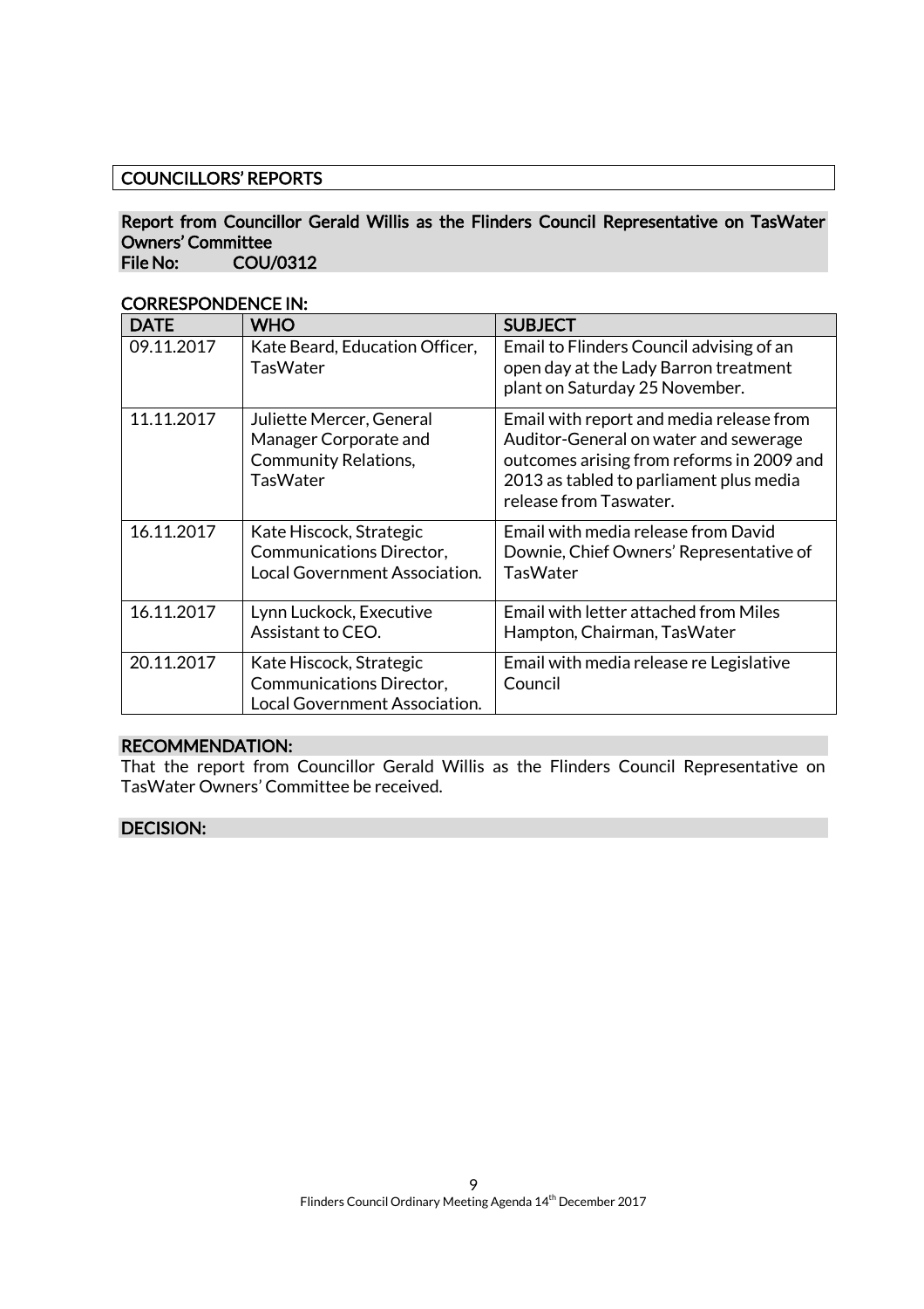## COUNCILLORS' REPORTS

### Report from Councillor Gerald Willis as the Flinders Council Representative on TasWater Owners' Committee

**File No: COU/0312**

**CORRESPONDENCE IN:**

| DATE | WHO | SUBJECT |
|---|---|---|
| 09.11.2017 | Kate Beard, Education Officer, TasWater | Email to Flinders Council advising of an open day at the Lady Barron treatment plant on Saturday 25 November. |
| 11.11.2017 | Juliette Mercer, General Manager Corporate and Community Relations, TasWater | Email with report and media release from Auditor-General on water and sewerage outcomes arising from reforms in 2009 and 2013 as tabled to parliament plus media release from Taswater. |
| 16.11.2017 | Kate Hiscock, Strategic Communications Director, Local Government Association. | Email with media release from David Downie, Chief Owners' Representative of TasWater |
| 16.11.2017 | Lynn Luckock, Executive Assistant to CEO. | Email with letter attached from Miles Hampton, Chairman, TasWater |
| 20.11.2017 | Kate Hiscock, Strategic Communications Director, Local Government Association. | Email with media release re Legislative Council |

**RECOMMENDATION:**

That the report from Councillor Gerald Willis as the Flinders Council Representative on TasWater Owners' Committee be received.

**DECISION:**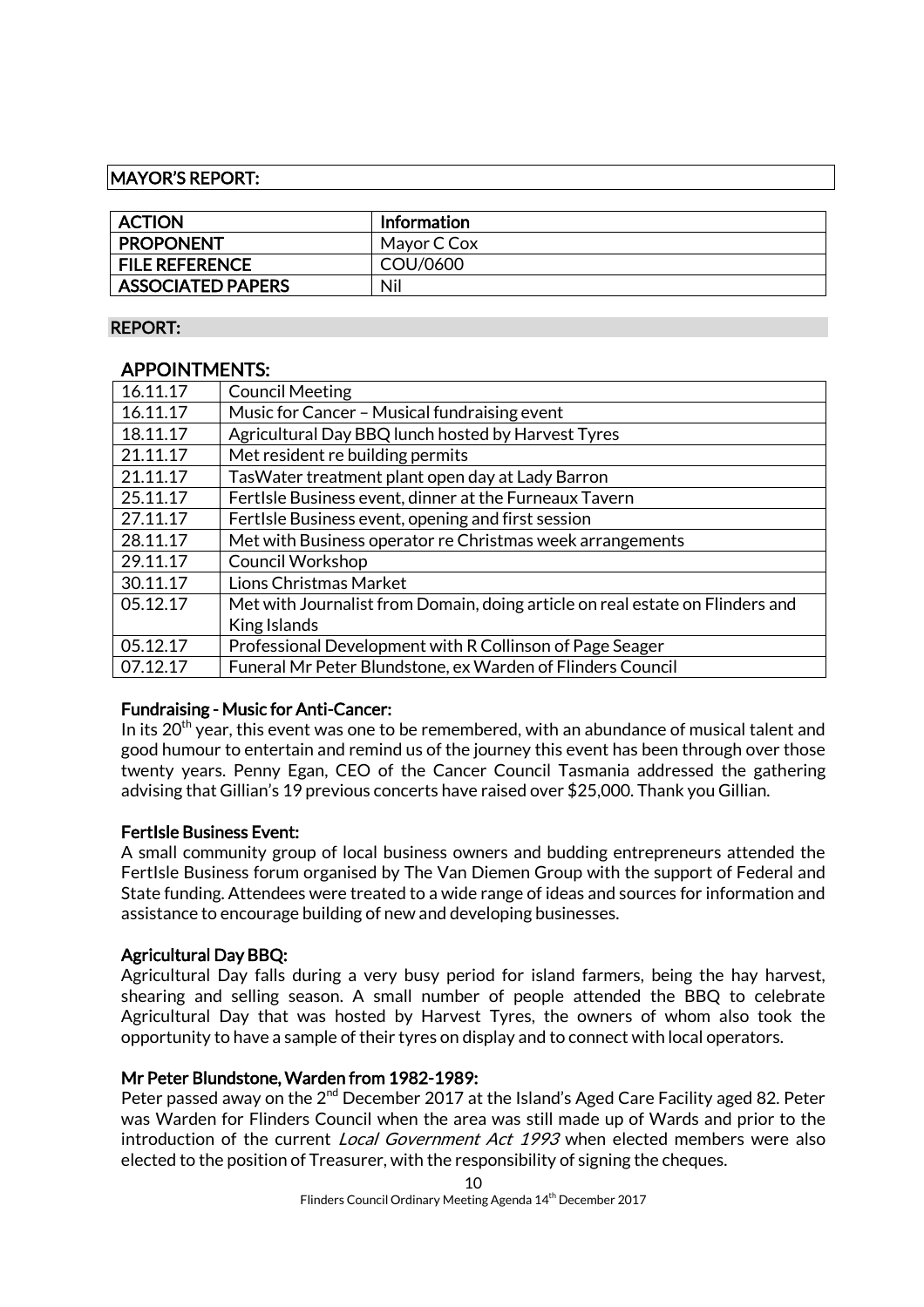## MAYOR'S REPORT:

| ACTION | Information |
|---|---|
| PROPONENT | Mayor C Cox |
| FILE REFERENCE | COU/0600 |
| ASSOCIATED PAPERS | Nil |

### REPORT:

### APPOINTMENTS:

| Date | Appointment |
|---|---|
| 16.11.17 | Council Meeting |
| 16.11.17 | Music for Cancer – Musical fundraising event |
| 18.11.17 | Agricultural Day BBQ lunch hosted by Harvest Tyres |
| 21.11.17 | Met resident re building permits |
| 21.11.17 | TasWater treatment plant open day at Lady Barron |
| 25.11.17 | FertIsle Business event, dinner at the Furneaux Tavern |
| 27.11.17 | FertIsle Business event, opening and first session |
| 28.11.17 | Met with Business operator re Christmas week arrangements |
| 29.11.17 | Council Workshop |
| 30.11.17 | Lions Christmas Market |
| 05.12.17 | Met with Journalist from Domain, doing article on real estate on Flinders and King Islands |
| 05.12.17 | Professional Development with R Collinson of Page Seager |
| 07.12.17 | Funeral Mr Peter Blundstone, ex Warden of Flinders Council |

**Fundraising - Music for Anti-Cancer:**
In its 20th year, this event was one to be remembered, with an abundance of musical talent and good humour to entertain and remind us of the journey this event has been through over those twenty years. Penny Egan, CEO of the Cancer Council Tasmania addressed the gathering advising that Gillian's 19 previous concerts have raised over $25,000. Thank you Gillian.

**FertIsle Business Event:**
A small community group of local business owners and budding entrepreneurs attended the FertIsle Business forum organised by The Van Diemen Group with the support of Federal and State funding. Attendees were treated to a wide range of ideas and sources for information and assistance to encourage building of new and developing businesses.

**Agricultural Day BBQ:**
Agricultural Day falls during a very busy period for island farmers, being the hay harvest, shearing and selling season. A small number of people attended the BBQ to celebrate Agricultural Day that was hosted by Harvest Tyres, the owners of whom also took the opportunity to have a sample of their tyres on display and to connect with local operators.

**Mr Peter Blundstone, Warden from 1982-1989:**
Peter passed away on the 2nd December 2017 at the Island's Aged Care Facility aged 82. Peter was Warden for Flinders Council when the area was still made up of Wards and prior to the introduction of the current *Local Government Act 1993* when elected members were also elected to the position of Treasurer, with the responsibility of signing the cheques.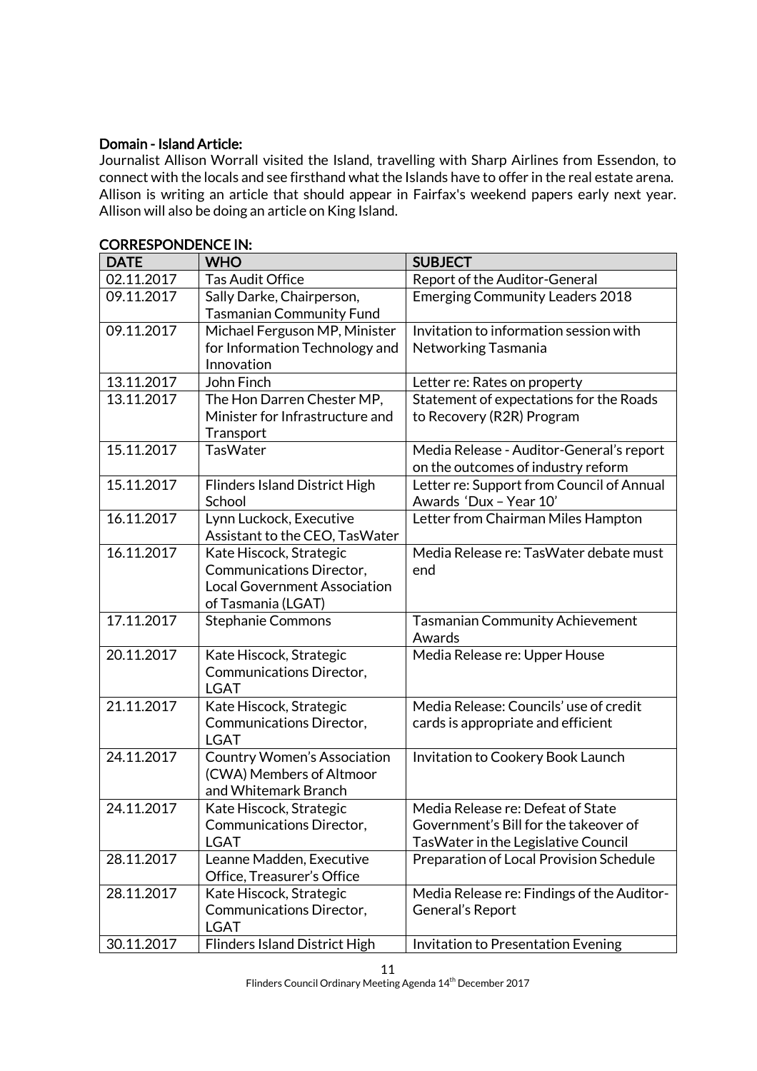**Domain - Island Article:**

Journalist Allison Worrall visited the Island, travelling with Sharp Airlines from Essendon, to connect with the locals and see firsthand what the Islands have to offer in the real estate arena. Allison is writing an article that should appear in Fairfax's weekend papers early next year. Allison will also be doing an article on King Island.

**CORRESPONDENCE IN:**

| DATE | WHO | SUBJECT |
|---|---|---|
| 02.11.2017 | Tas Audit Office | Report of the Auditor-General |
| 09.11.2017 | Sally Darke, Chairperson, Tasmanian Community Fund | Emerging Community Leaders 2018 |
| 09.11.2017 | Michael Ferguson MP, Minister for Information Technology and Innovation | Invitation to information session with Networking Tasmania |
| 13.11.2017 | John Finch | Letter re: Rates on property |
| 13.11.2017 | The Hon Darren Chester MP, Minister for Infrastructure and Transport | Statement of expectations for the Roads to Recovery (R2R) Program |
| 15.11.2017 | TasWater | Media Release - Auditor-General's report on the outcomes of industry reform |
| 15.11.2017 | Flinders Island District High School | Letter re: Support from Council of Annual Awards 'Dux – Year 10' |
| 16.11.2017 | Lynn Luckock, Executive Assistant to the CEO, TasWater | Letter from Chairman Miles Hampton |
| 16.11.2017 | Kate Hiscock, Strategic Communications Director, Local Government Association of Tasmania (LGAT) | Media Release re: TasWater debate must end |
| 17.11.2017 | Stephanie Commons | Tasmanian Community Achievement Awards |
| 20.11.2017 | Kate Hiscock, Strategic Communications Director, LGAT | Media Release re: Upper House |
| 21.11.2017 | Kate Hiscock, Strategic Communications Director, LGAT | Media Release: Councils' use of credit cards is appropriate and efficient |
| 24.11.2017 | Country Women's Association (CWA) Members of Altmoor and Whitemark Branch | Invitation to Cookery Book Launch |
| 24.11.2017 | Kate Hiscock, Strategic Communications Director, LGAT | Media Release re: Defeat of State Government's Bill for the takeover of TasWater in the Legislative Council |
| 28.11.2017 | Leanne Madden, Executive Office, Treasurer's Office | Preparation of Local Provision Schedule |
| 28.11.2017 | Kate Hiscock, Strategic Communications Director, LGAT | Media Release re: Findings of the Auditor-General's Report |
| 30.11.2017 | Flinders Island District High | Invitation to Presentation Evening |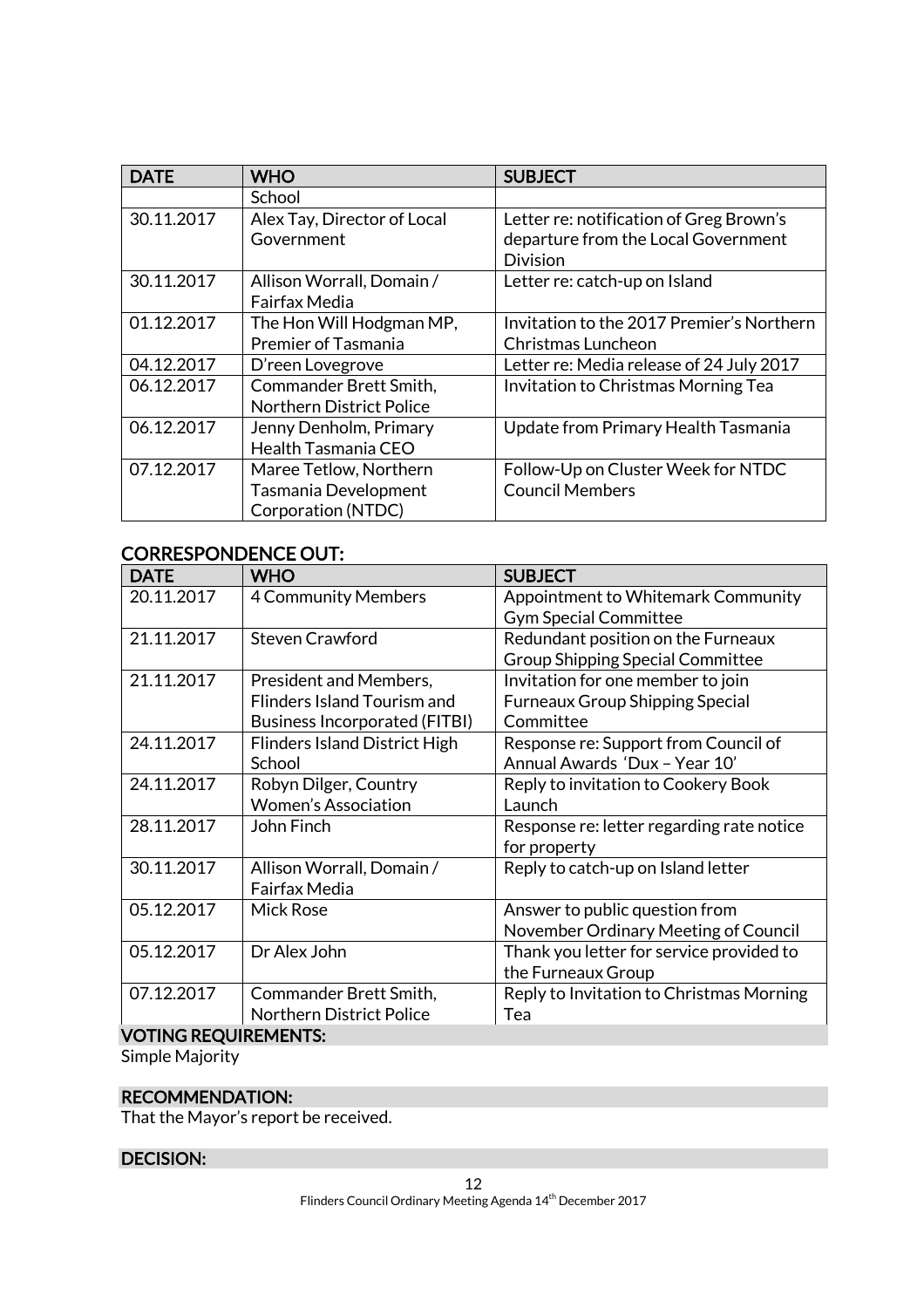| DATE | WHO | SUBJECT |
|---|---|---|
| | School | |
| 30.11.2017 | Alex Tay, Director of Local Government | Letter re: notification of Greg Brown's departure from the Local Government Division |
| 30.11.2017 | Allison Worrall, Domain / Fairfax Media | Letter re: catch-up on Island |
| 01.12.2017 | The Hon Will Hodgman MP, Premier of Tasmania | Invitation to the 2017 Premier's Northern Christmas Luncheon |
| 04.12.2017 | D'reen Lovegrove | Letter re: Media release of 24 July 2017 |
| 06.12.2017 | Commander Brett Smith, Northern District Police | Invitation to Christmas Morning Tea |
| 06.12.2017 | Jenny Denholm, Primary Health Tasmania CEO | Update from Primary Health Tasmania |
| 07.12.2017 | Maree Tetlow, Northern Tasmania Development Corporation (NTDC) | Follow-Up on Cluster Week for NTDC Council Members |

## CORRESPONDENCE OUT:

| DATE | WHO | SUBJECT |
|---|---|---|
| 20.11.2017 | 4 Community Members | Appointment to Whitemark Community Gym Special Committee |
| 21.11.2017 | Steven Crawford | Redundant position on the Furneaux Group Shipping Special Committee |
| 21.11.2017 | President and Members, Flinders Island Tourism and Business Incorporated (FITBI) | Invitation for one member to join Furneaux Group Shipping Special Committee |
| 24.11.2017 | Flinders Island District High School | Response re: Support from Council of Annual Awards 'Dux – Year 10' |
| 24.11.2017 | Robyn Dilger, Country Women's Association | Reply to invitation to Cookery Book Launch |
| 28.11.2017 | John Finch | Response re: letter regarding rate notice for property |
| 30.11.2017 | Allison Worrall, Domain / Fairfax Media | Reply to catch-up on Island letter |
| 05.12.2017 | Mick Rose | Answer to public question from November Ordinary Meeting of Council |
| 05.12.2017 | Dr Alex John | Thank you letter for service provided to the Furneaux Group |
| 07.12.2017 | Commander Brett Smith, Northern District Police | Reply to Invitation to Christmas Morning Tea |

## VOTING REQUIREMENTS:

Simple Majority

## RECOMMENDATION:

That the Mayor's report be received.

## DECISION: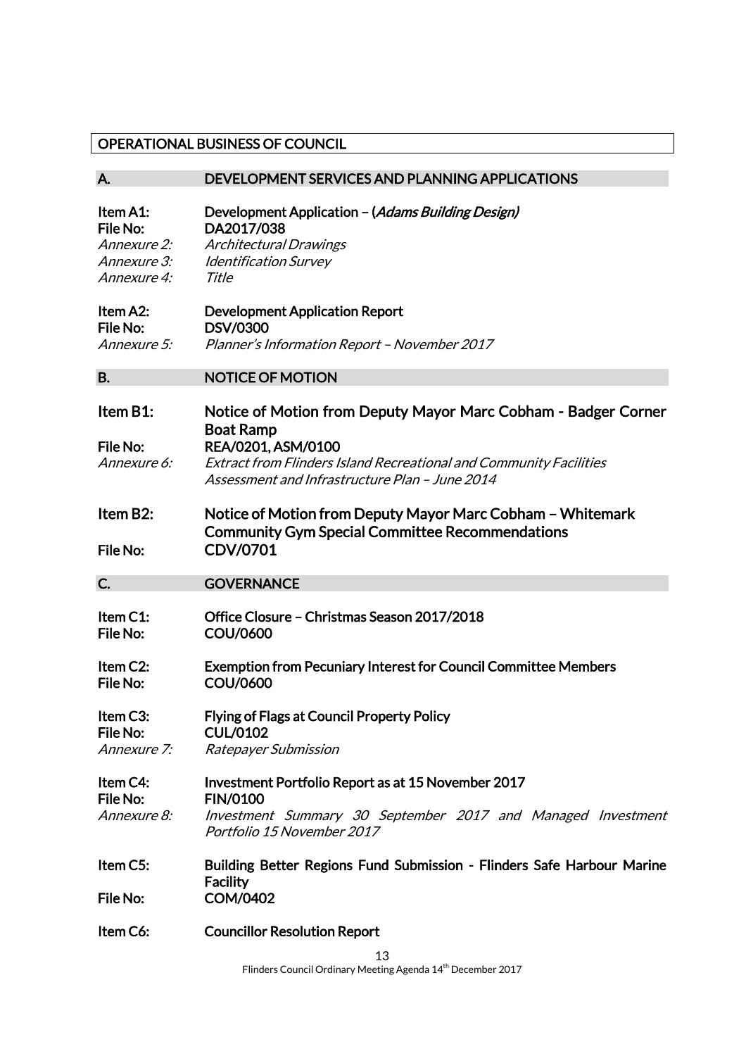## OPERATIONAL BUSINESS OF COUNCIL

### A. DEVELOPMENT SERVICES AND PLANNING APPLICATIONS

**Item A1:** **Development Application – (*Adams Building Design*)**
**File No:** **DA2017/038**
*Annexure 2:* *Architectural Drawings*
*Annexure 3:* *Identification Survey*
*Annexure 4:* *Title*

**Item A2:** **Development Application Report**
**File No:** **DSV/0300**
*Annexure 5:* *Planner's Information Report – November 2017*

### B. NOTICE OF MOTION

**Item B1:** **Notice of Motion from Deputy Mayor Marc Cobham - Badger Corner Boat Ramp**
**File No:** **REA/0201, ASM/0100**
*Annexure 6:* *Extract from Flinders Island Recreational and Community Facilities Assessment and Infrastructure Plan – June 2014*

**Item B2:** **Notice of Motion from Deputy Mayor Marc Cobham – Whitemark Community Gym Special Committee Recommendations**
**File No:** **CDV/0701**

### C. GOVERNANCE

**Item C1:** **Office Closure – Christmas Season 2017/2018**
**File No:** **COU/0600**

**Item C2:** **Exemption from Pecuniary Interest for Council Committee Members**
**File No:** **COU/0600**

**Item C3:** **Flying of Flags at Council Property Policy**
**File No:** **CUL/0102**
*Annexure 7:* *Ratepayer Submission*

**Item C4:** **Investment Portfolio Report as at 15 November 2017**
**File No:** **FIN/0100**
*Annexure 8:* *Investment Summary 30 September 2017 and Managed Investment Portfolio 15 November 2017*

**Item C5:** **Building Better Regions Fund Submission - Flinders Safe Harbour Marine Facility**
**File No:** **COM/0402**

**Item C6:** **Councillor Resolution Report**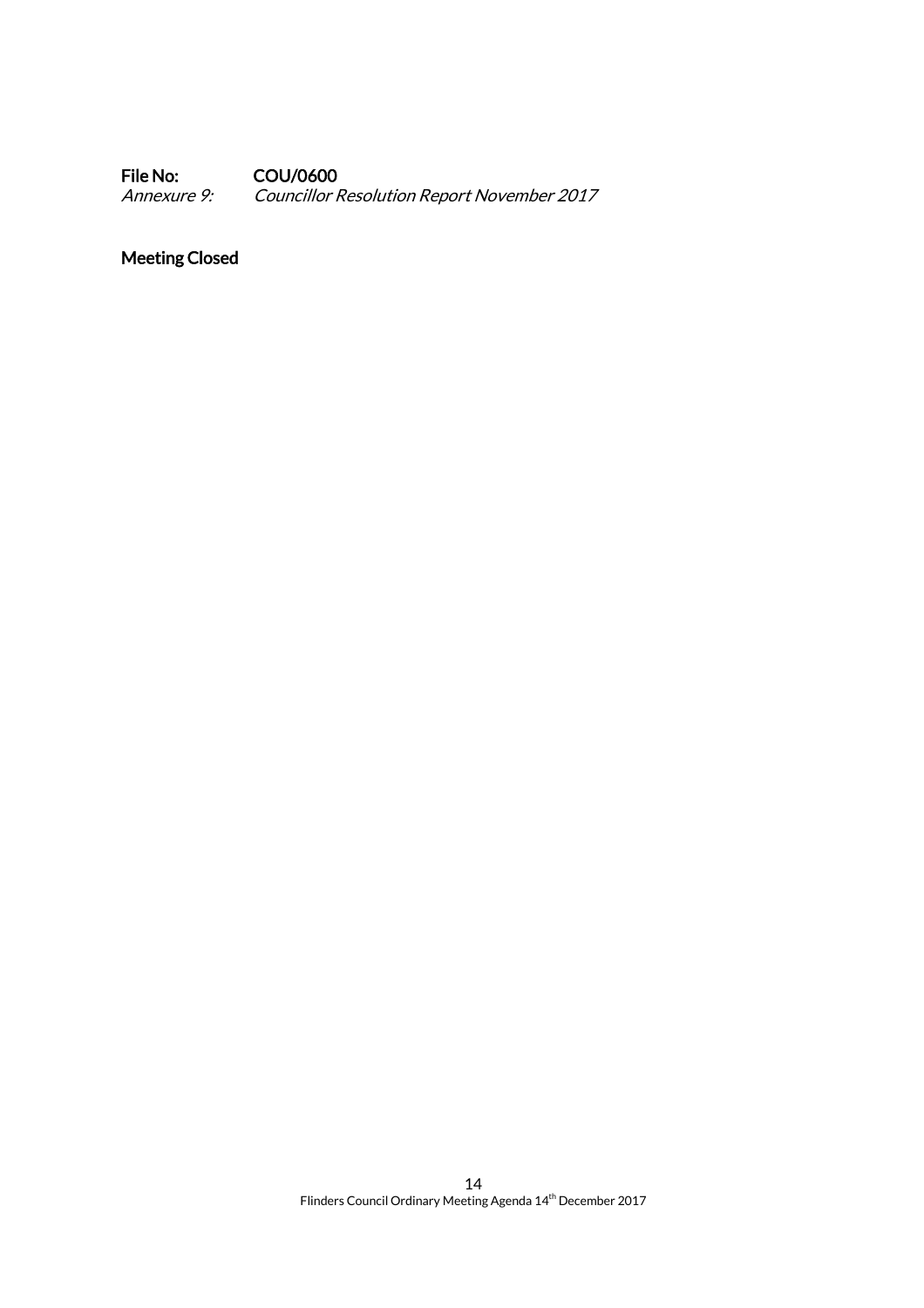**File No:** **COU/0600**
*Annexure 9:* *Councillor Resolution Report November 2017*

**Meeting Closed**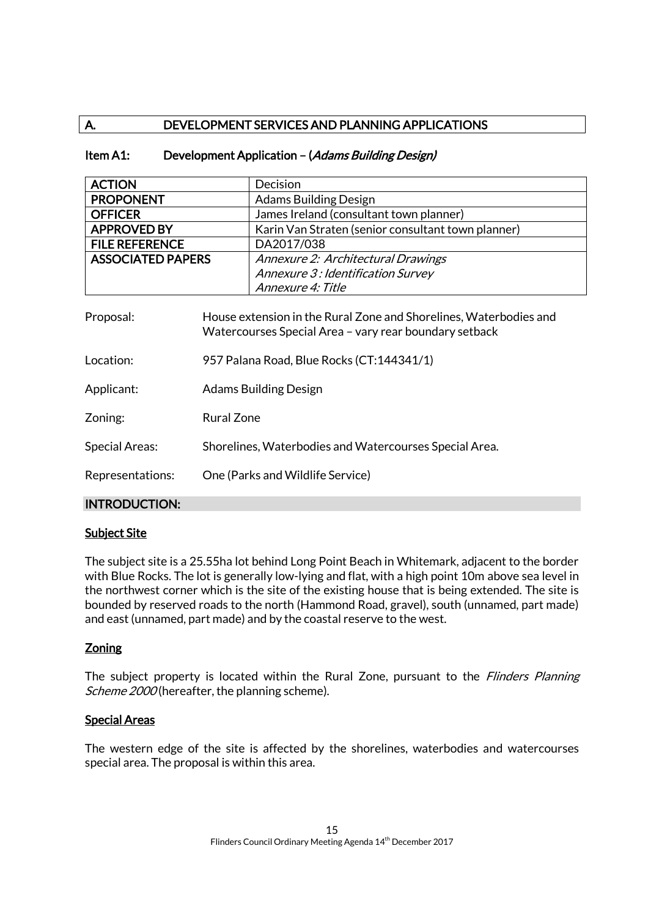## A. DEVELOPMENT SERVICES AND PLANNING APPLICATIONS

### Item A1: Development Application – (*Adams Building Design*)

| ACTION | Decision |
|---|---|
| PROPONENT | Adams Building Design |
| OFFICER | James Ireland (consultant town planner) |
| APPROVED BY | Karin Van Straten (senior consultant town planner) |
| FILE REFERENCE | DA2017/038 |
| ASSOCIATED PAPERS | *Annexure 2: Architectural Drawings*<br>*Annexure 3 : Identification Survey*<br>*Annexure 4: Title* |

Proposal: House extension in the Rural Zone and Shorelines, Waterbodies and Watercourses Special Area – vary rear boundary setback

Location: 957 Palana Road, Blue Rocks (CT:144341/1)

Applicant: Adams Building Design

Zoning: Rural Zone

Special Areas: Shorelines, Waterbodies and Watercourses Special Area.

Representations: One (Parks and Wildlife Service)

### INTRODUCTION:

**Subject Site**

The subject site is a 25.55ha lot behind Long Point Beach in Whitemark, adjacent to the border with Blue Rocks. The lot is generally low-lying and flat, with a high point 10m above sea level in the northwest corner which is the site of the existing house that is being extended. The site is bounded by reserved roads to the north (Hammond Road, gravel), south (unnamed, part made) and east (unnamed, part made) and by the coastal reserve to the west.

**Zoning**

The subject property is located within the Rural Zone, pursuant to the *Flinders Planning Scheme 2000* (hereafter, the planning scheme).

**Special Areas**

The western edge of the site is affected by the shorelines, waterbodies and watercourses special area. The proposal is within this area.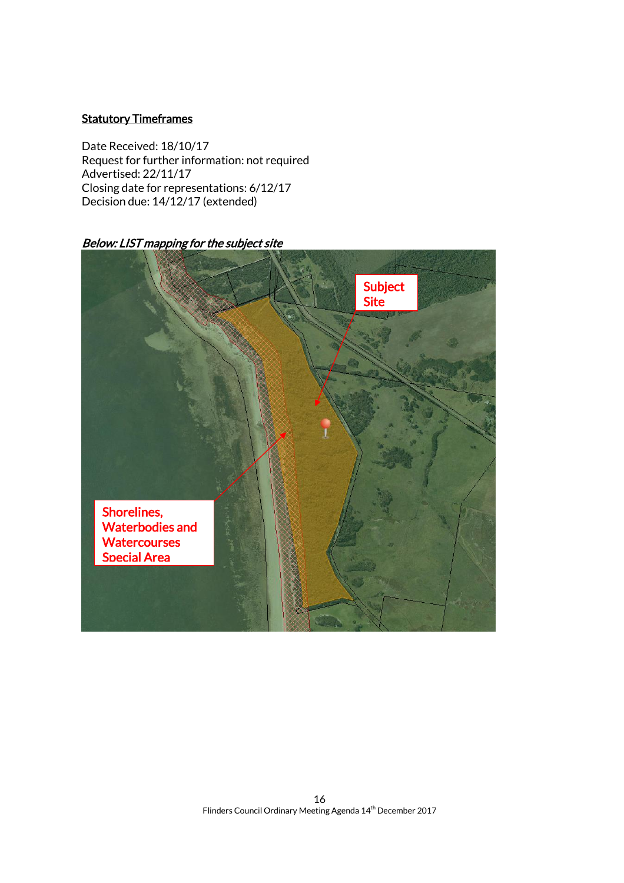**Statutory Timeframes**

Date Received: 18/10/17
Request for further information: not required
Advertised: 22/11/17
Closing date for representations: 6/12/17
Decision due: 14/12/17 (extended)

*Below: LIST mapping for the subject site*

Subject Site

Shorelines, Waterbodies and Watercourses Special Area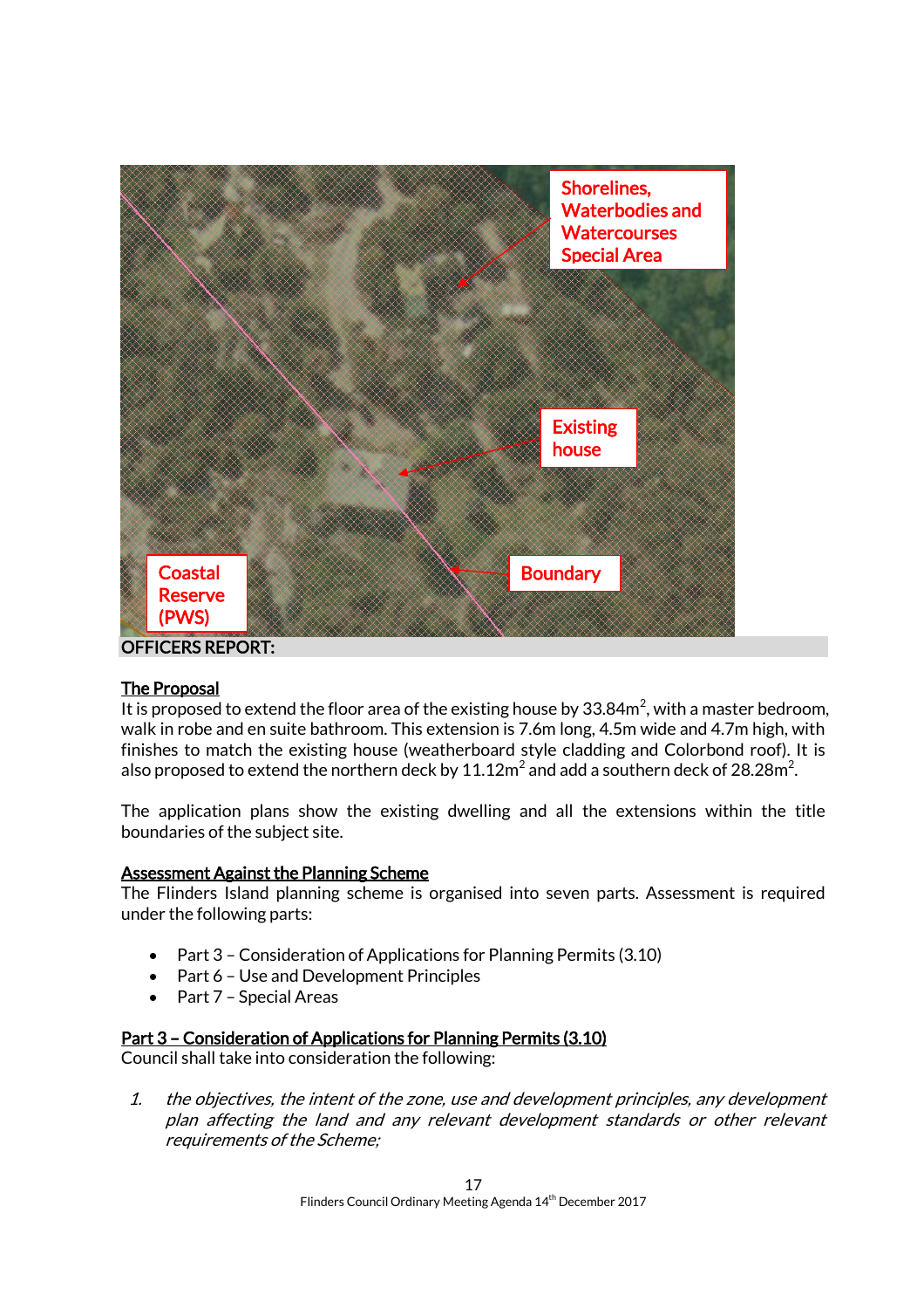Shorelines, Waterbodies and Watercourses Special Area

Existing house

Coastal Reserve (PWS)

Boundary

**OFFICERS REPORT:**

**The Proposal**

It is proposed to extend the floor area of the existing house by 33.84m$^2$, with a master bedroom, walk in robe and en suite bathroom. This extension is 7.6m long, 4.5m wide and 4.7m high, with finishes to match the existing house (weatherboard style cladding and Colorbond roof). It is also proposed to extend the northern deck by 11.12m$^2$ and add a southern deck of 28.28m$^2$.

The application plans show the existing dwelling and all the extensions within the title boundaries of the subject site.

**Assessment Against the Planning Scheme**

The Flinders Island planning scheme is organised into seven parts. Assessment is required under the following parts:

- Part 3 – Consideration of Applications for Planning Permits (3.10)
- Part 6 – Use and Development Principles
- Part 7 – Special Areas

**Part 3 – Consideration of Applications for Planning Permits (3.10)**

Council shall take into consideration the following:

1. *the objectives, the intent of the zone, use and development principles, any development plan affecting the land and any relevant development standards or other relevant requirements of the Scheme;*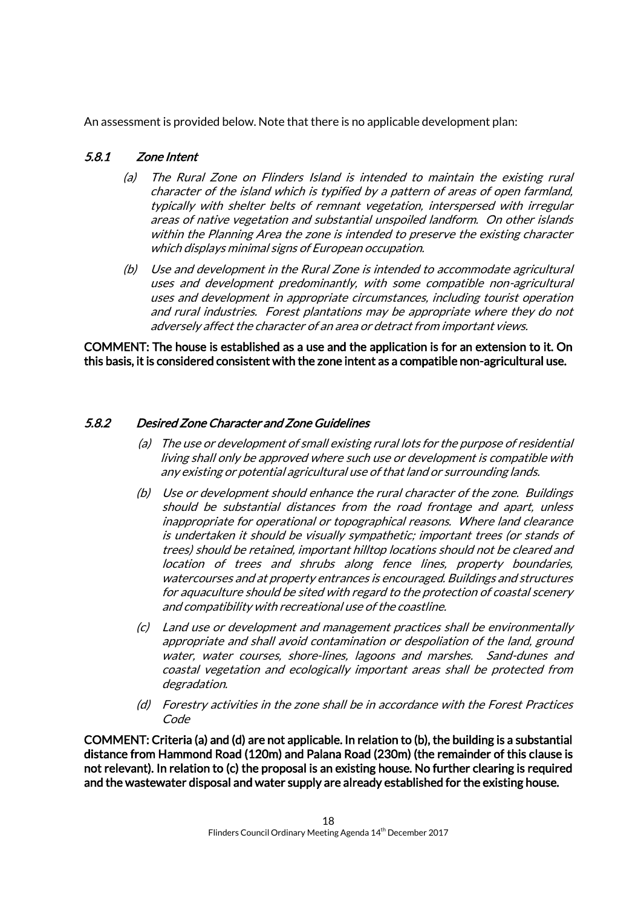An assessment is provided below. Note that there is no applicable development plan:

### *5.8.1 Zone Intent*

*(a) The Rural Zone on Flinders Island is intended to maintain the existing rural character of the island which is typified by a pattern of areas of open farmland, typically with shelter belts of remnant vegetation, interspersed with irregular areas of native vegetation and substantial unspoiled landform. On other islands within the Planning Area the zone is intended to preserve the existing character which displays minimal signs of European occupation.*

*(b) Use and development in the Rural Zone is intended to accommodate agricultural uses and development predominantly, with some compatible non-agricultural uses and development in appropriate circumstances, including tourist operation and rural industries. Forest plantations may be appropriate where they do not adversely affect the character of an area or detract from important views.*

**COMMENT: The house is established as a use and the application is for an extension to it. On this basis, it is considered consistent with the zone intent as a compatible non-agricultural use.**

### *5.8.2 Desired Zone Character and Zone Guidelines*

*(a) The use or development of small existing rural lots for the purpose of residential living shall only be approved where such use or development is compatible with any existing or potential agricultural use of that land or surrounding lands.*

*(b) Use or development should enhance the rural character of the zone. Buildings should be substantial distances from the road frontage and apart, unless inappropriate for operational or topographical reasons. Where land clearance is undertaken it should be visually sympathetic; important trees (or stands of trees) should be retained, important hilltop locations should not be cleared and location of trees and shrubs along fence lines, property boundaries, watercourses and at property entrances is encouraged. Buildings and structures for aquaculture should be sited with regard to the protection of coastal scenery and compatibility with recreational use of the coastline.*

*(c) Land use or development and management practices shall be environmentally appropriate and shall avoid contamination or despoliation of the land, ground water, water courses, shore-lines, lagoons and marshes. Sand-dunes and coastal vegetation and ecologically important areas shall be protected from degradation.*

*(d) Forestry activities in the zone shall be in accordance with the Forest Practices Code*

**COMMENT: Criteria (a) and (d) are not applicable. In relation to (b), the building is a substantial distance from Hammond Road (120m) and Palana Road (230m) (the remainder of this clause is not relevant). In relation to (c) the proposal is an existing house. No further clearing is required and the wastewater disposal and water supply are already established for the existing house.**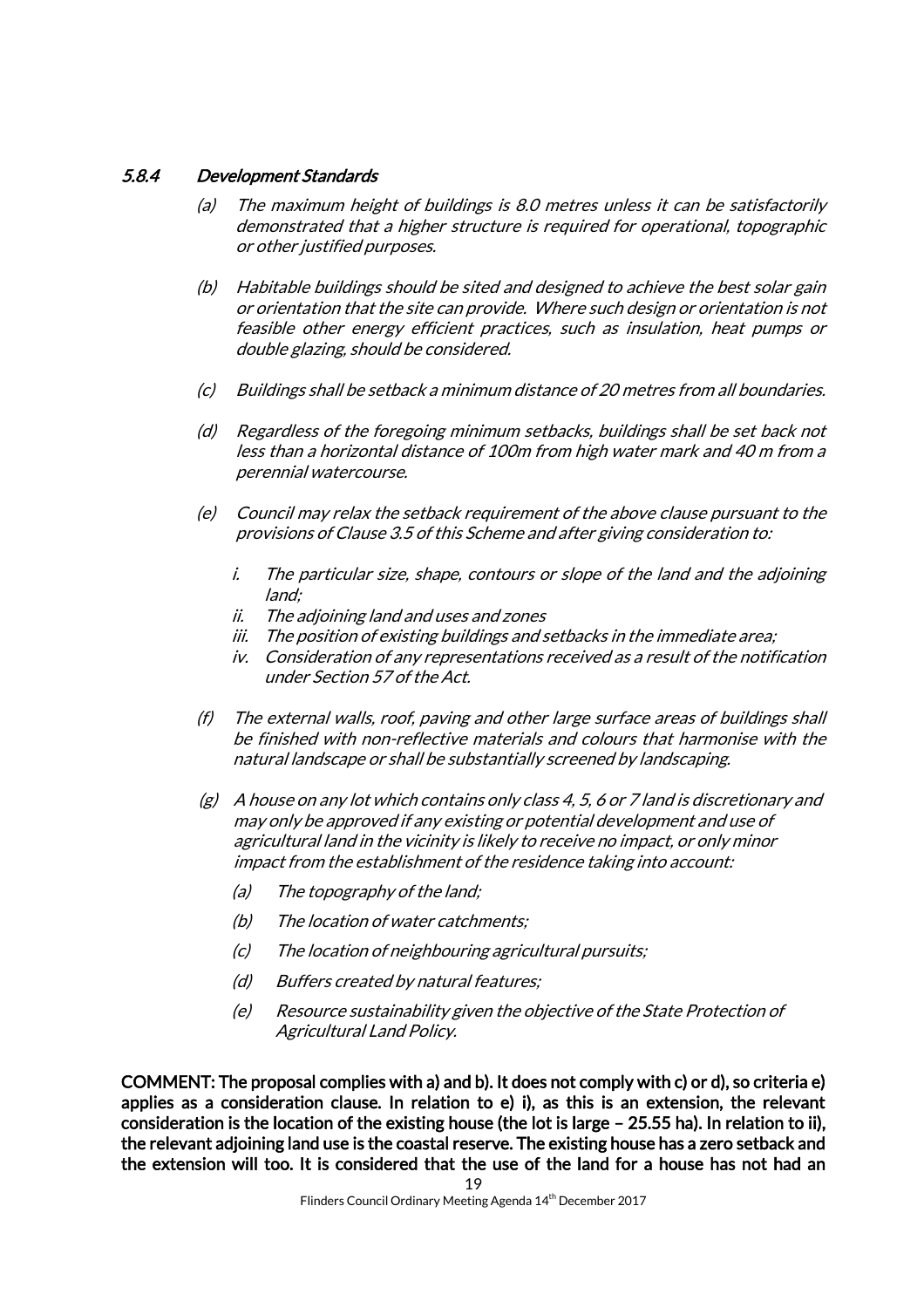#### *5.8.4 Development Standards*

*(a) The maximum height of buildings is 8.0 metres unless it can be satisfactorily demonstrated that a higher structure is required for operational, topographic or other justified purposes.*

*(b) Habitable buildings should be sited and designed to achieve the best solar gain or orientation that the site can provide. Where such design or orientation is not feasible other energy efficient practices, such as insulation, heat pumps or double glazing, should be considered.*

*(c) Buildings shall be setback a minimum distance of 20 metres from all boundaries.*

*(d) Regardless of the foregoing minimum setbacks, buildings shall be set back not less than a horizontal distance of 100m from high water mark and 40 m from a perennial watercourse.*

*(e) Council may relax the setback requirement of the above clause pursuant to the provisions of Clause 3.5 of this Scheme and after giving consideration to:*

*i. The particular size, shape, contours or slope of the land and the adjoining land;*
*ii. The adjoining land and uses and zones*
*iii. The position of existing buildings and setbacks in the immediate area;*
*iv. Consideration of any representations received as a result of the notification under Section 57 of the Act.*

*(f) The external walls, roof, paving and other large surface areas of buildings shall be finished with non-reflective materials and colours that harmonise with the natural landscape or shall be substantially screened by landscaping.*

*(g) A house on any lot which contains only class 4, 5, 6 or 7 land is discretionary and may only be approved if any existing or potential development and use of agricultural land in the vicinity is likely to receive no impact, or only minor impact from the establishment of the residence taking into account:*

*(a) The topography of the land;*

*(b) The location of water catchments;*

*(c) The location of neighbouring agricultural pursuits;*

*(d) Buffers created by natural features;*

*(e) Resource sustainability given the objective of the State Protection of Agricultural Land Policy.*

**COMMENT: The proposal complies with a) and b). It does not comply with c) or d), so criteria e) applies as a consideration clause. In relation to e) i), as this is an extension, the relevant consideration is the location of the existing house (the lot is large – 25.55 ha). In relation to ii), the relevant adjoining land use is the coastal reserve. The existing house has a zero setback and the extension will too. It is considered that the use of the land for a house has not had an**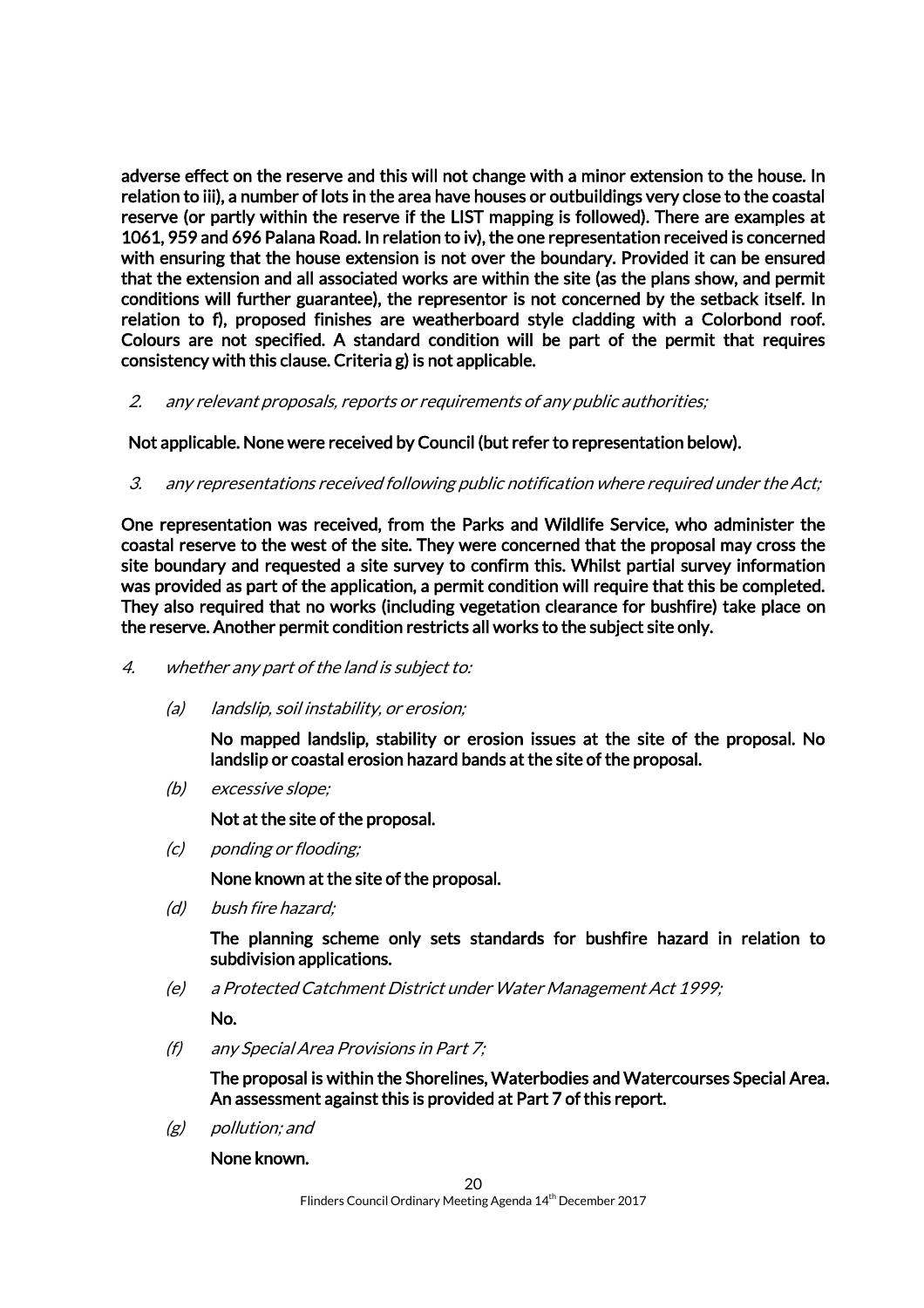**adverse effect on the reserve and this will not change with a minor extension to the house. In relation to iii), a number of lots in the area have houses or outbuildings very close to the coastal reserve (or partly within the reserve if the LIST mapping is followed). There are examples at 1061, 959 and 696 Palana Road. In relation to iv), the one representation received is concerned with ensuring that the house extension is not over the boundary. Provided it can be ensured that the extension and all associated works are within the site (as the plans show, and permit conditions will further guarantee), the representor is not concerned by the setback itself. In relation to f), proposed finishes are weatherboard style cladding with a Colorbond roof. Colours are not specified. A standard condition will be part of the permit that requires consistency with this clause. Criteria g) is not applicable.**

2. *any relevant proposals, reports or requirements of any public authorities;*

**Not applicable. None were received by Council (but refer to representation below).**

3. *any representations received following public notification where required under the Act;*

**One representation was received, from the Parks and Wildlife Service, who administer the coastal reserve to the west of the site. They were concerned that the proposal may cross the site boundary and requested a site survey to confirm this. Whilst partial survey information was provided as part of the application, a permit condition will require that this be completed. They also required that no works (including vegetation clearance for bushfire) take place on the reserve. Another permit condition restricts all works to the subject site only.**

4. *whether any part of the land is subject to:*

   (a) *landslip, soil instability, or erosion;*

   **No mapped landslip, stability or erosion issues at the site of the proposal. No landslip or coastal erosion hazard bands at the site of the proposal.**

   (b) *excessive slope;*

   **Not at the site of the proposal.**

   (c) *ponding or flooding;*

   **None known at the site of the proposal.**

   (d) *bush fire hazard;*

   **The planning scheme only sets standards for bushfire hazard in relation to subdivision applications.**

   (e) *a Protected Catchment District under Water Management Act 1999;*

   **No.**

   (f) *any Special Area Provisions in Part 7;*

   **The proposal is within the Shorelines, Waterbodies and Watercourses Special Area. An assessment against this is provided at Part 7 of this report.**

   (g) *pollution; and*

   **None known.**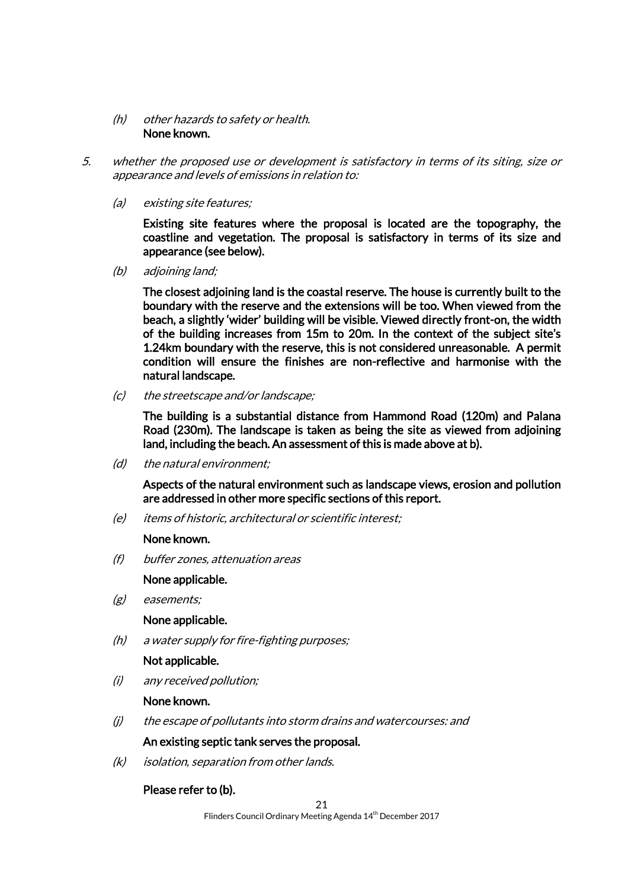(h) *other hazards to safety or health.*
**None known.**

5. *whether the proposed use or development is satisfactory in terms of its siting, size or appearance and levels of emissions in relation to:*

(a) *existing site features;*

**Existing site features where the proposal is located are the topography, the coastline and vegetation. The proposal is satisfactory in terms of its size and appearance (see below).**

(b) *adjoining land;*

**The closest adjoining land is the coastal reserve. The house is currently built to the boundary with the reserve and the extensions will be too. When viewed from the beach, a slightly 'wider' building will be visible. Viewed directly front-on, the width of the building increases from 15m to 20m. In the context of the subject site's 1.24km boundary with the reserve, this is not considered unreasonable. A permit condition will ensure the finishes are non-reflective and harmonise with the natural landscape.**

(c) *the streetscape and/or landscape;*

**The building is a substantial distance from Hammond Road (120m) and Palana Road (230m). The landscape is taken as being the site as viewed from adjoining land, including the beach. An assessment of this is made above at b).**

(d) *the natural environment;*

**Aspects of the natural environment such as landscape views, erosion and pollution are addressed in other more specific sections of this report.**

(e) *items of historic, architectural or scientific interest;*

**None known.**

(f) *buffer zones, attenuation areas*

**None applicable.**

(g) *easements;*

**None applicable.**

(h) *a water supply for fire-fighting purposes;*

**Not applicable.**

(i) *any received pollution;*

**None known.**

(j) *the escape of pollutants into storm drains and watercourses: and*

**An existing septic tank serves the proposal.**

(k) *isolation, separation from other lands.*

**Please refer to (b).**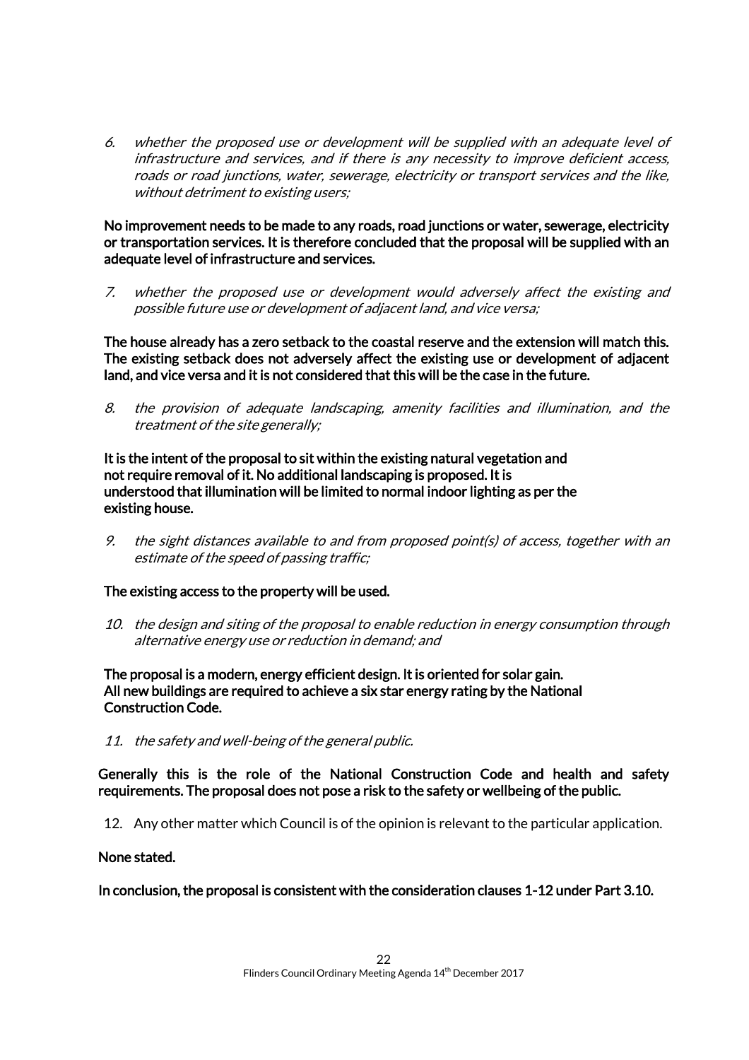6. *whether the proposed use or development will be supplied with an adequate level of infrastructure and services, and if there is any necessity to improve deficient access, roads or road junctions, water, sewerage, electricity or transport services and the like, without detriment to existing users;*

**No improvement needs to be made to any roads, road junctions or water, sewerage, electricity or transportation services. It is therefore concluded that the proposal will be supplied with an adequate level of infrastructure and services.**

7. *whether the proposed use or development would adversely affect the existing and possible future use or development of adjacent land, and vice versa;*

**The house already has a zero setback to the coastal reserve and the extension will match this. The existing setback does not adversely affect the existing use or development of adjacent land, and vice versa and it is not considered that this will be the case in the future.**

8. *the provision of adequate landscaping, amenity facilities and illumination, and the treatment of the site generally;*

**It is the intent of the proposal to sit within the existing natural vegetation and not require removal of it. No additional landscaping is proposed. It is understood that illumination will be limited to normal indoor lighting as per the existing house.**

9. *the sight distances available to and from proposed point(s) of access, together with an estimate of the speed of passing traffic;*

**The existing access to the property will be used.**

10. *the design and siting of the proposal to enable reduction in energy consumption through alternative energy use or reduction in demand; and*

**The proposal is a modern, energy efficient design. It is oriented for solar gain. All new buildings are required to achieve a six star energy rating by the National Construction Code.**

11. *the safety and well-being of the general public.*

**Generally this is the role of the National Construction Code and health and safety requirements. The proposal does not pose a risk to the safety or wellbeing of the public.**

12. Any other matter which Council is of the opinion is relevant to the particular application.

**None stated.**

**In conclusion, the proposal is consistent with the consideration clauses 1-12 under Part 3.10.**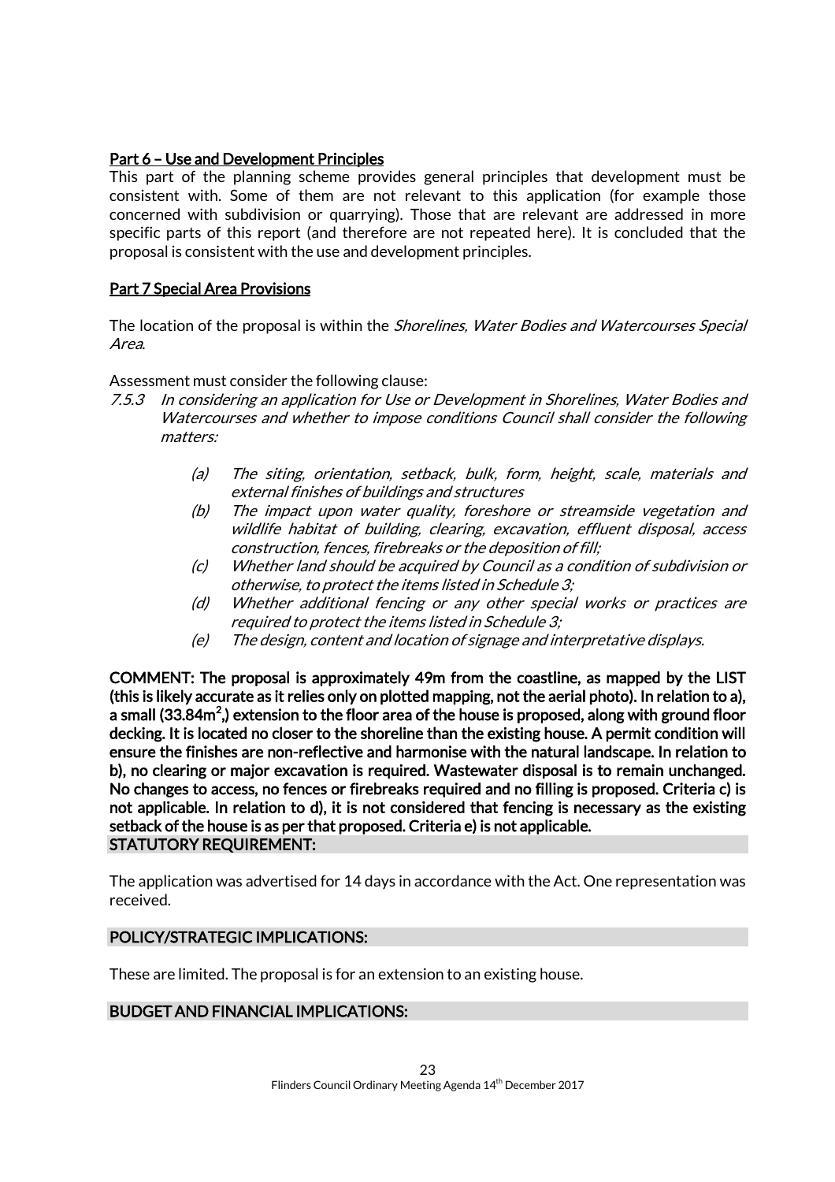**Part 6 – Use and Development Principles**

This part of the planning scheme provides general principles that development must be consistent with. Some of them are not relevant to this application (for example those concerned with subdivision or quarrying). Those that are relevant are addressed in more specific parts of this report (and therefore are not repeated here). It is concluded that the proposal is consistent with the use and development principles.

**Part 7 Special Area Provisions**

The location of the proposal is within the *Shorelines, Water Bodies and Watercourses Special Area*.

Assessment must consider the following clause:

7.5.3 *In considering an application for Use or Development in Shorelines, Water Bodies and Watercourses and whether to impose conditions Council shall consider the following matters:*

- (a) *The siting, orientation, setback, bulk, form, height, scale, materials and external finishes of buildings and structures*
- (b) *The impact upon water quality, foreshore or streamside vegetation and wildlife habitat of building, clearing, excavation, effluent disposal, access construction, fences, firebreaks or the deposition of fill;*
- (c) *Whether land should be acquired by Council as a condition of subdivision or otherwise, to protect the items listed in Schedule 3;*
- (d) *Whether additional fencing or any other special works or practices are required to protect the items listed in Schedule 3;*
- (e) *The design, content and location of signage and interpretative displays.*

**COMMENT: The proposal is approximately 49m from the coastline, as mapped by the LIST (this is likely accurate as it relies only on plotted mapping, not the aerial photo). In relation to a), a small (33.84m$^2$,) extension to the floor area of the house is proposed, along with ground floor decking. It is located no closer to the shoreline than the existing house. A permit condition will ensure the finishes are non-reflective and harmonise with the natural landscape. In relation to b), no clearing or major excavation is required. Wastewater disposal is to remain unchanged. No changes to access, no fences or firebreaks required and no filling is proposed. Criteria c) is not applicable. In relation to d), it is not considered that fencing is necessary as the existing setback of the house is as per that proposed. Criteria e) is not applicable.**

## STATUTORY REQUIREMENT:

The application was advertised for 14 days in accordance with the Act. One representation was received.

## POLICY/STRATEGIC IMPLICATIONS:

These are limited. The proposal is for an extension to an existing house.

## BUDGET AND FINANCIAL IMPLICATIONS: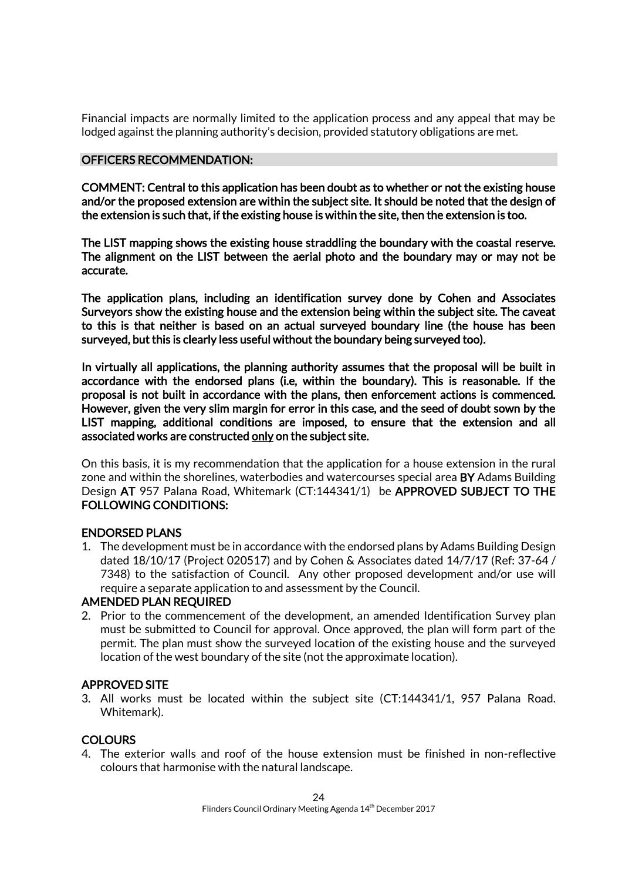Financial impacts are normally limited to the application process and any appeal that may be lodged against the planning authority's decision, provided statutory obligations are met.

## OFFICERS RECOMMENDATION:

**COMMENT: Central to this application has been doubt as to whether or not the existing house and/or the proposed extension are within the subject site. It should be noted that the design of the extension is such that, if the existing house is within the site, then the extension is too.**

**The LIST mapping shows the existing house straddling the boundary with the coastal reserve. The alignment on the LIST between the aerial photo and the boundary may or may not be accurate.**

**The application plans, including an identification survey done by Cohen and Associates Surveyors show the existing house and the extension being within the subject site. The caveat to this is that neither is based on an actual surveyed boundary line (the house has been surveyed, but this is clearly less useful without the boundary being surveyed too).**

**In virtually all applications, the planning authority assumes that the proposal will be built in accordance with the endorsed plans (i.e, within the boundary). This is reasonable. If the proposal is not built in accordance with the plans, then enforcement actions is commenced. However, given the very slim margin for error in this case, and the seed of doubt sown by the LIST mapping, additional conditions are imposed, to ensure that the extension and all associated works are constructed <u>only</u> on the subject site.**

On this basis, it is my recommendation that the application for a house extension in the rural zone and within the shorelines, waterbodies and watercourses special area **BY** Adams Building Design **AT** 957 Palana Road, Whitemark (CT:144341/1) be **APPROVED SUBJECT TO THE FOLLOWING CONDITIONS:**

### ENDORSED PLANS

1. The development must be in accordance with the endorsed plans by Adams Building Design dated 18/10/17 (Project 020517) and by Cohen & Associates dated 14/7/17 (Ref: 37-64 / 7348) to the satisfaction of Council. Any other proposed development and/or use will require a separate application to and assessment by the Council.

### AMENDED PLAN REQUIRED

2. Prior to the commencement of the development, an amended Identification Survey plan must be submitted to Council for approval. Once approved, the plan will form part of the permit. The plan must show the surveyed location of the existing house and the surveyed location of the west boundary of the site (not the approximate location).

### APPROVED SITE

3. All works must be located within the subject site (CT:144341/1, 957 Palana Road. Whitemark).

### COLOURS

4. The exterior walls and roof of the house extension must be finished in non-reflective colours that harmonise with the natural landscape.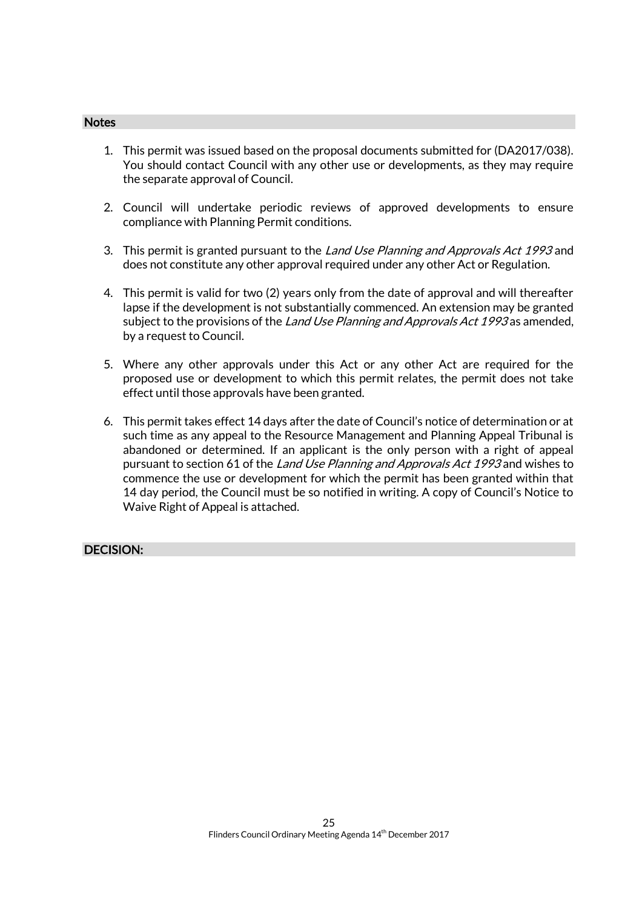### Notes

1. This permit was issued based on the proposal documents submitted for (DA2017/038). You should contact Council with any other use or developments, as they may require the separate approval of Council.

2. Council will undertake periodic reviews of approved developments to ensure compliance with Planning Permit conditions.

3. This permit is granted pursuant to the *Land Use Planning and Approvals Act 1993* and does not constitute any other approval required under any other Act or Regulation.

4. This permit is valid for two (2) years only from the date of approval and will thereafter lapse if the development is not substantially commenced. An extension may be granted subject to the provisions of the *Land Use Planning and Approvals Act 1993* as amended, by a request to Council.

5. Where any other approvals under this Act or any other Act are required for the proposed use or development to which this permit relates, the permit does not take effect until those approvals have been granted.

6. This permit takes effect 14 days after the date of Council's notice of determination or at such time as any appeal to the Resource Management and Planning Appeal Tribunal is abandoned or determined. If an applicant is the only person with a right of appeal pursuant to section 61 of the *Land Use Planning and Approvals Act 1993* and wishes to commence the use or development for which the permit has been granted within that 14 day period, the Council must be so notified in writing. A copy of Council's Notice to Waive Right of Appeal is attached.

### DECISION: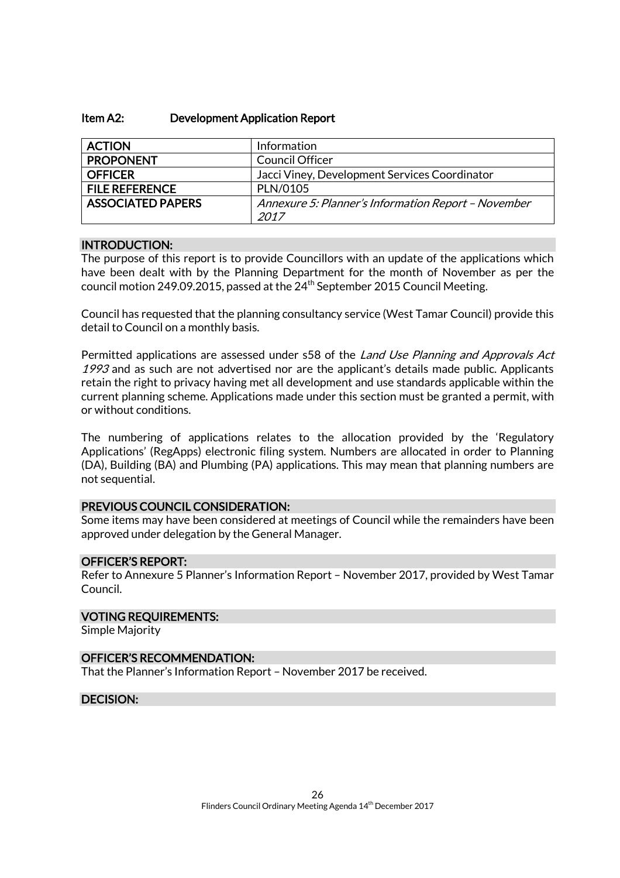### Item A2: Development Application Report

| ACTION | Information |
| --- | --- |
| PROPONENT | Council Officer |
| OFFICER | Jacci Viney, Development Services Coordinator |
| FILE REFERENCE | PLN/0105 |
| ASSOCIATED PAPERS | *Annexure 5: Planner's Information Report – November 2017* |

#### INTRODUCTION:

The purpose of this report is to provide Councillors with an update of the applications which have been dealt with by the Planning Department for the month of November as per the council motion 249.09.2015, passed at the 24th September 2015 Council Meeting.

Council has requested that the planning consultancy service (West Tamar Council) provide this detail to Council on a monthly basis.

Permitted applications are assessed under s58 of the *Land Use Planning and Approvals Act 1993* and as such are not advertised nor are the applicant's details made public. Applicants retain the right to privacy having met all development and use standards applicable within the current planning scheme. Applications made under this section must be granted a permit, with or without conditions.

The numbering of applications relates to the allocation provided by the 'Regulatory Applications' (RegApps) electronic filing system. Numbers are allocated in order to Planning (DA), Building (BA) and Plumbing (PA) applications. This may mean that planning numbers are not sequential.

#### PREVIOUS COUNCIL CONSIDERATION:

Some items may have been considered at meetings of Council while the remainders have been approved under delegation by the General Manager.

#### OFFICER'S REPORT:

Refer to Annexure 5 Planner's Information Report – November 2017, provided by West Tamar Council.

#### VOTING REQUIREMENTS:

Simple Majority

#### OFFICER'S RECOMMENDATION:

That the Planner's Information Report – November 2017 be received.

#### DECISION: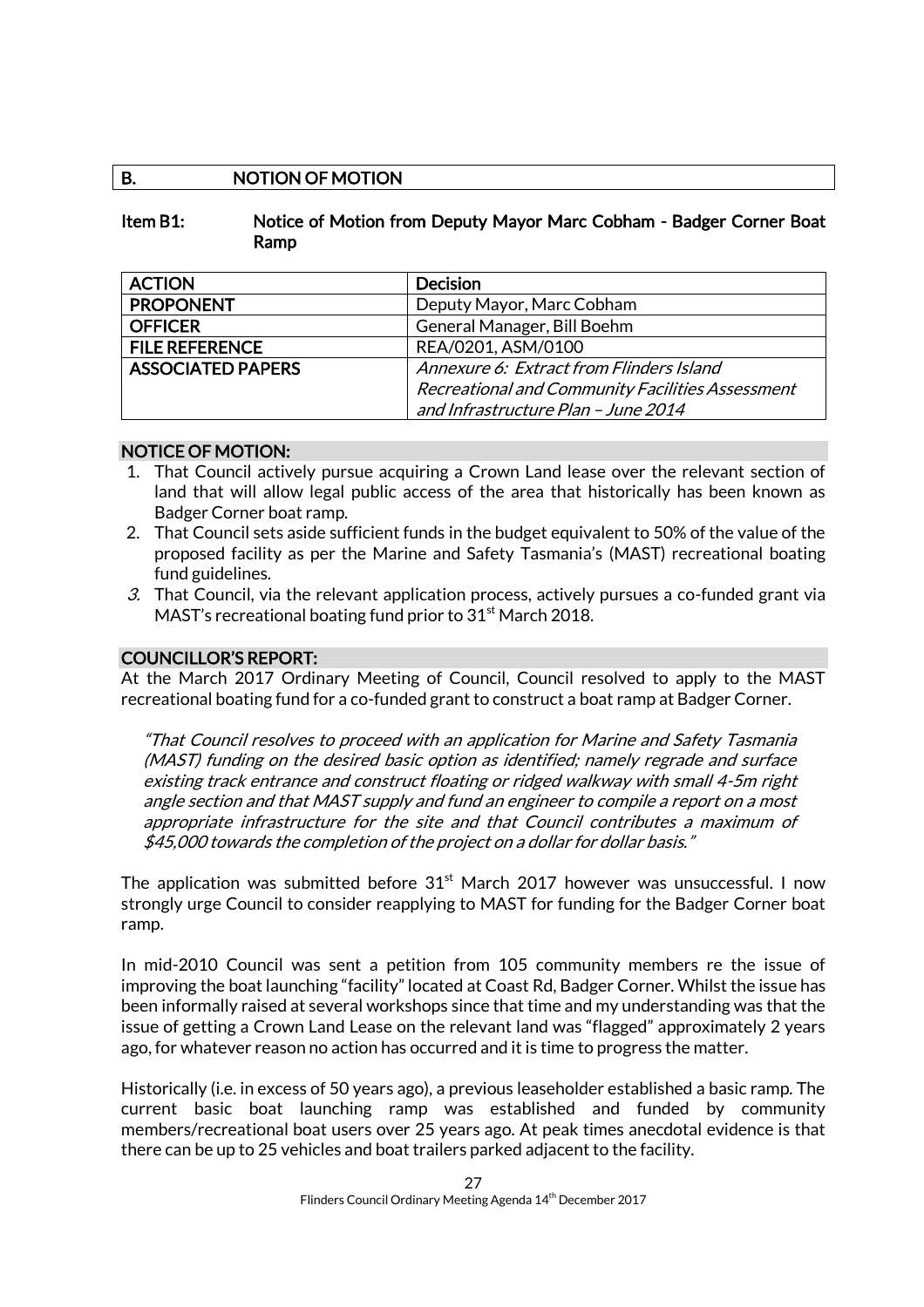## B. NOTION OF MOTION

### Item B1: Notice of Motion from Deputy Mayor Marc Cobham - Badger Corner Boat Ramp

| ACTION | Decision |
| --- | --- |
| PROPONENT | Deputy Mayor, Marc Cobham |
| OFFICER | General Manager, Bill Boehm |
| FILE REFERENCE | REA/0201, ASM/0100 |
| ASSOCIATED PAPERS | *Annexure 6: Extract from Flinders Island Recreational and Community Facilities Assessment and Infrastructure Plan – June 2014* |

**NOTICE OF MOTION:**

1. That Council actively pursue acquiring a Crown Land lease over the relevant section of land that will allow legal public access of the area that historically has been known as Badger Corner boat ramp.
2. That Council sets aside sufficient funds in the budget equivalent to 50% of the value of the proposed facility as per the Marine and Safety Tasmania's (MAST) recreational boating fund guidelines.
3. That Council, via the relevant application process, actively pursues a co-funded grant via MAST's recreational boating fund prior to 31st March 2018.

**COUNCILLOR'S REPORT:**

At the March 2017 Ordinary Meeting of Council, Council resolved to apply to the MAST recreational boating fund for a co-funded grant to construct a boat ramp at Badger Corner.

> *"That Council resolves to proceed with an application for Marine and Safety Tasmania (MAST) funding on the desired basic option as identified; namely regrade and surface existing track entrance and construct floating or ridged walkway with small 4-5m right angle section and that MAST supply and fund an engineer to compile a report on a most appropriate infrastructure for the site and that Council contributes a maximum of $45,000 towards the completion of the project on a dollar for dollar basis."*

The application was submitted before 31st March 2017 however was unsuccessful. I now strongly urge Council to consider reapplying to MAST for funding for the Badger Corner boat ramp.

In mid-2010 Council was sent a petition from 105 community members re the issue of improving the boat launching "facility" located at Coast Rd, Badger Corner. Whilst the issue has been informally raised at several workshops since that time and my understanding was that the issue of getting a Crown Land Lease on the relevant land was "flagged" approximately 2 years ago, for whatever reason no action has occurred and it is time to progress the matter.

Historically (i.e. in excess of 50 years ago), a previous leaseholder established a basic ramp. The current basic boat launching ramp was established and funded by community members/recreational boat users over 25 years ago. At peak times anecdotal evidence is that there can be up to 25 vehicles and boat trailers parked adjacent to the facility.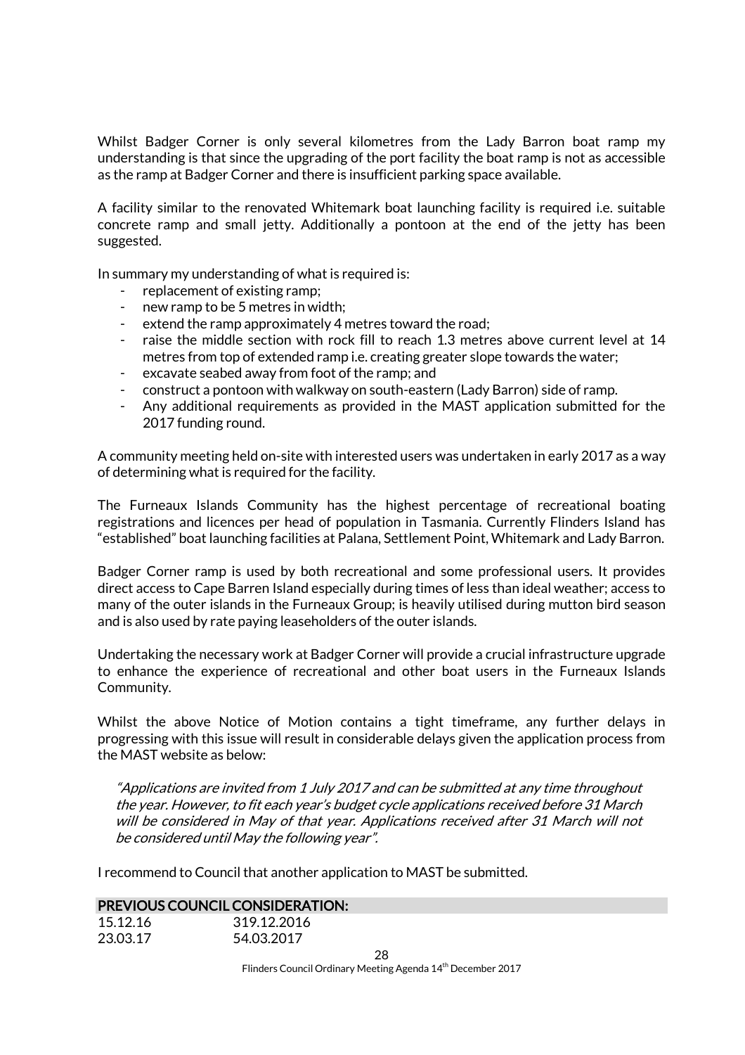Whilst Badger Corner is only several kilometres from the Lady Barron boat ramp my understanding is that since the upgrading of the port facility the boat ramp is not as accessible as the ramp at Badger Corner and there is insufficient parking space available.

A facility similar to the renovated Whitemark boat launching facility is required i.e. suitable concrete ramp and small jetty. Additionally a pontoon at the end of the jetty has been suggested.

In summary my understanding of what is required is:

- replacement of existing ramp;
- new ramp to be 5 metres in width;
- extend the ramp approximately 4 metres toward the road;
- raise the middle section with rock fill to reach 1.3 metres above current level at 14 metres from top of extended ramp i.e. creating greater slope towards the water;
- excavate seabed away from foot of the ramp; and
- construct a pontoon with walkway on south-eastern (Lady Barron) side of ramp.
- Any additional requirements as provided in the MAST application submitted for the 2017 funding round.

A community meeting held on-site with interested users was undertaken in early 2017 as a way of determining what is required for the facility.

The Furneaux Islands Community has the highest percentage of recreational boating registrations and licences per head of population in Tasmania. Currently Flinders Island has "established" boat launching facilities at Palana, Settlement Point, Whitemark and Lady Barron.

Badger Corner ramp is used by both recreational and some professional users. It provides direct access to Cape Barren Island especially during times of less than ideal weather; access to many of the outer islands in the Furneaux Group; is heavily utilised during mutton bird season and is also used by rate paying leaseholders of the outer islands.

Undertaking the necessary work at Badger Corner will provide a crucial infrastructure upgrade to enhance the experience of recreational and other boat users in the Furneaux Islands Community.

Whilst the above Notice of Motion contains a tight timeframe, any further delays in progressing with this issue will result in considerable delays given the application process from the MAST website as below:

> *"Applications are invited from 1 July 2017 and can be submitted at any time throughout the year. However, to fit each year's budget cycle applications received before 31 March will be considered in May of that year. Applications received after 31 March will not be considered until May the following year".*

I recommend to Council that another application to MAST be submitted.

**PREVIOUS COUNCIL CONSIDERATION:**

15.12.16 319.12.2016
23.03.17 54.03.2017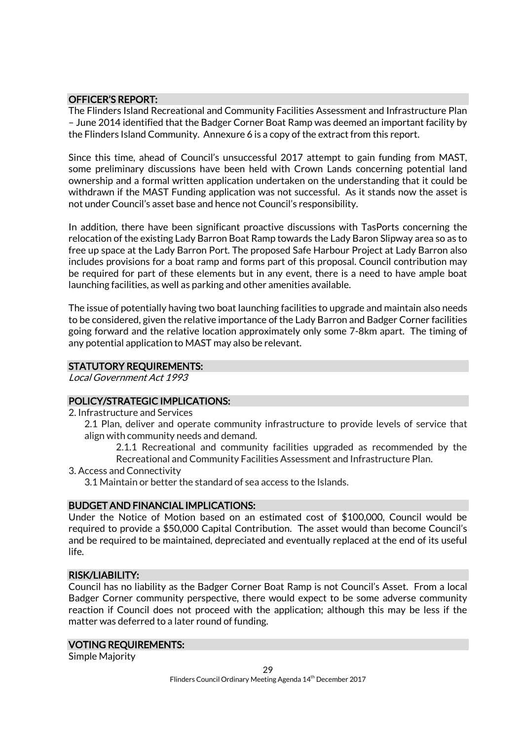## OFFICER'S REPORT:

The Flinders Island Recreational and Community Facilities Assessment and Infrastructure Plan – June 2014 identified that the Badger Corner Boat Ramp was deemed an important facility by the Flinders Island Community. Annexure 6 is a copy of the extract from this report.

Since this time, ahead of Council's unsuccessful 2017 attempt to gain funding from MAST, some preliminary discussions have been held with Crown Lands concerning potential land ownership and a formal written application undertaken on the understanding that it could be withdrawn if the MAST Funding application was not successful. As it stands now the asset is not under Council's asset base and hence not Council's responsibility.

In addition, there have been significant proactive discussions with TasPorts concerning the relocation of the existing Lady Barron Boat Ramp towards the Lady Baron Slipway area so as to free up space at the Lady Barron Port. The proposed Safe Harbour Project at Lady Barron also includes provisions for a boat ramp and forms part of this proposal. Council contribution may be required for part of these elements but in any event, there is a need to have ample boat launching facilities, as well as parking and other amenities available.

The issue of potentially having two boat launching facilities to upgrade and maintain also needs to be considered, given the relative importance of the Lady Barron and Badger Corner facilities going forward and the relative location approximately only some 7-8km apart. The timing of any potential application to MAST may also be relevant.

## STATUTORY REQUIREMENTS:

*Local Government Act 1993*

## POLICY/STRATEGIC IMPLICATIONS:

2. Infrastructure and Services
   - 2.1 Plan, deliver and operate community infrastructure to provide levels of service that align with community needs and demand.
     - 2.1.1 Recreational and community facilities upgraded as recommended by the Recreational and Community Facilities Assessment and Infrastructure Plan.

3. Access and Connectivity
   - 3.1 Maintain or better the standard of sea access to the Islands.

## BUDGET AND FINANCIAL IMPLICATIONS:

Under the Notice of Motion based on an estimated cost of $100,000, Council would be required to provide a $50,000 Capital Contribution. The asset would than become Council's and be required to be maintained, depreciated and eventually replaced at the end of its useful life.

## RISK/LIABILITY:

Council has no liability as the Badger Corner Boat Ramp is not Council's Asset. From a local Badger Corner community perspective, there would expect to be some adverse community reaction if Council does not proceed with the application; although this may be less if the matter was deferred to a later round of funding.

## VOTING REQUIREMENTS:

Simple Majority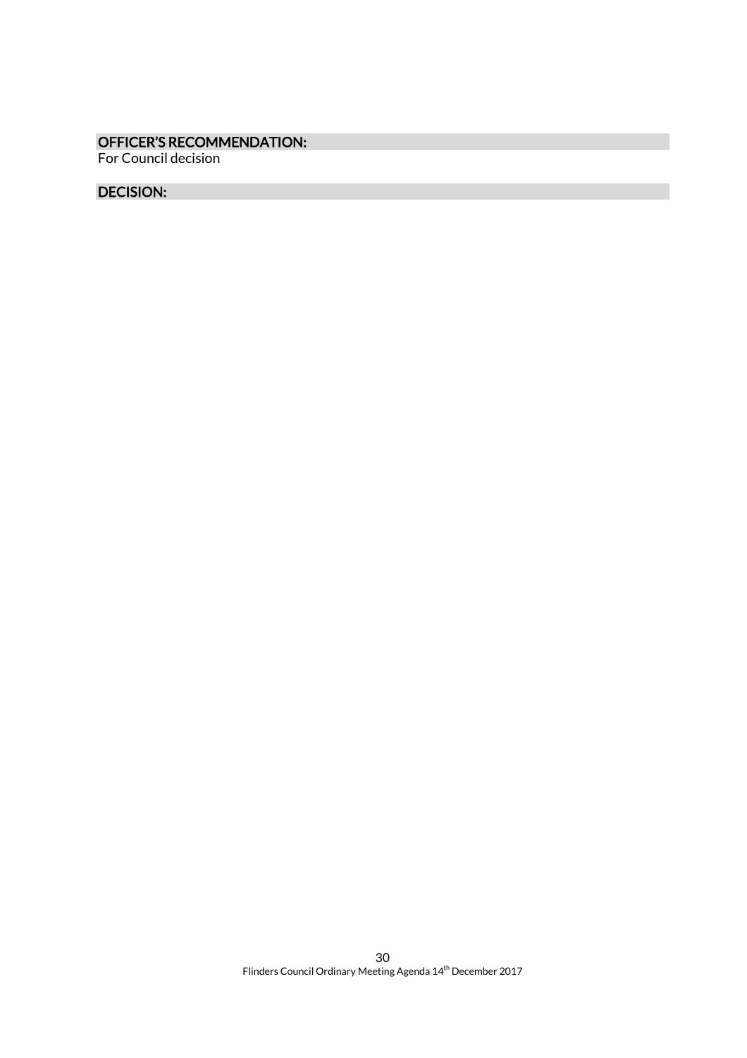**OFFICER'S RECOMMENDATION:**

For Council decision

**DECISION:**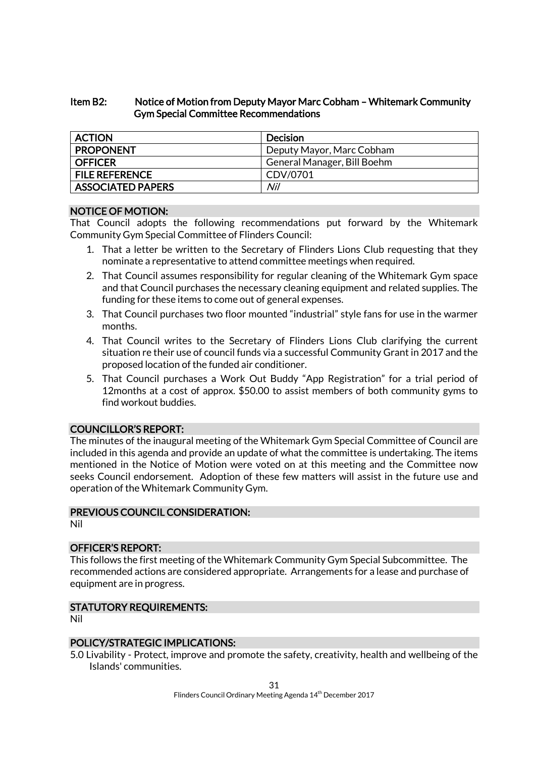## Item B2: Notice of Motion from Deputy Mayor Marc Cobham – Whitemark Community Gym Special Committee Recommendations

| ACTION | Decision |
|---|---|
| PROPONENT | Deputy Mayor, Marc Cobham |
| OFFICER | General Manager, Bill Boehm |
| FILE REFERENCE | CDV/0701 |
| ASSOCIATED PAPERS | *Nil* |

### NOTICE OF MOTION:

That Council adopts the following recommendations put forward by the Whitemark Community Gym Special Committee of Flinders Council:

1. That a letter be written to the Secretary of Flinders Lions Club requesting that they nominate a representative to attend committee meetings when required.
2. That Council assumes responsibility for regular cleaning of the Whitemark Gym space and that Council purchases the necessary cleaning equipment and related supplies. The funding for these items to come out of general expenses.
3. That Council purchases two floor mounted "industrial" style fans for use in the warmer months.
4. That Council writes to the Secretary of Flinders Lions Club clarifying the current situation re their use of council funds via a successful Community Grant in 2017 and the proposed location of the funded air conditioner.
5. That Council purchases a Work Out Buddy "App Registration" for a trial period of 12months at a cost of approx. $50.00 to assist members of both community gyms to find workout buddies.

### COUNCILLOR'S REPORT:

The minutes of the inaugural meeting of the Whitemark Gym Special Committee of Council are included in this agenda and provide an update of what the committee is undertaking. The items mentioned in the Notice of Motion were voted on at this meeting and the Committee now seeks Council endorsement. Adoption of these few matters will assist in the future use and operation of the Whitemark Community Gym.

### PREVIOUS COUNCIL CONSIDERATION:

Nil

### OFFICER'S REPORT:

This follows the first meeting of the Whitemark Community Gym Special Subcommittee. The recommended actions are considered appropriate. Arrangements for a lease and purchase of equipment are in progress.

### STATUTORY REQUIREMENTS:

Nil

### POLICY/STRATEGIC IMPLICATIONS:

5.0 Livability - Protect, improve and promote the safety, creativity, health and wellbeing of the Islands' communities.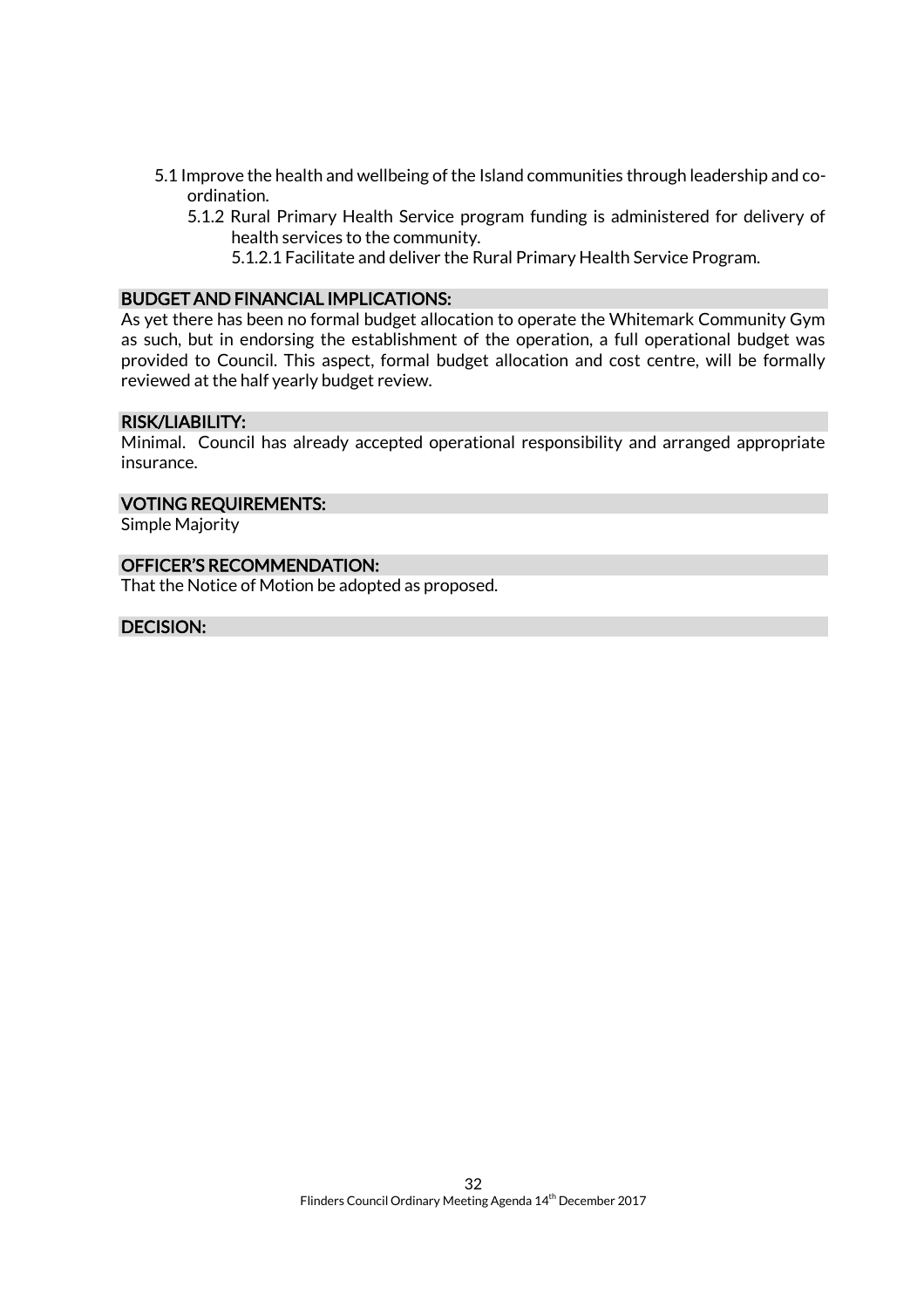- 5.1 Improve the health and wellbeing of the Island communities through leadership and co-ordination.
  - 5.1.2 Rural Primary Health Service program funding is administered for delivery of health services to the community.
    - 5.1.2.1 Facilitate and deliver the Rural Primary Health Service Program.

**BUDGET AND FINANCIAL IMPLICATIONS:**

As yet there has been no formal budget allocation to operate the Whitemark Community Gym as such, but in endorsing the establishment of the operation, a full operational budget was provided to Council. This aspect, formal budget allocation and cost centre, will be formally reviewed at the half yearly budget review.

**RISK/LIABILITY:**

Minimal. Council has already accepted operational responsibility and arranged appropriate insurance.

**VOTING REQUIREMENTS:**

Simple Majority

**OFFICER'S RECOMMENDATION:**

That the Notice of Motion be adopted as proposed.

**DECISION:**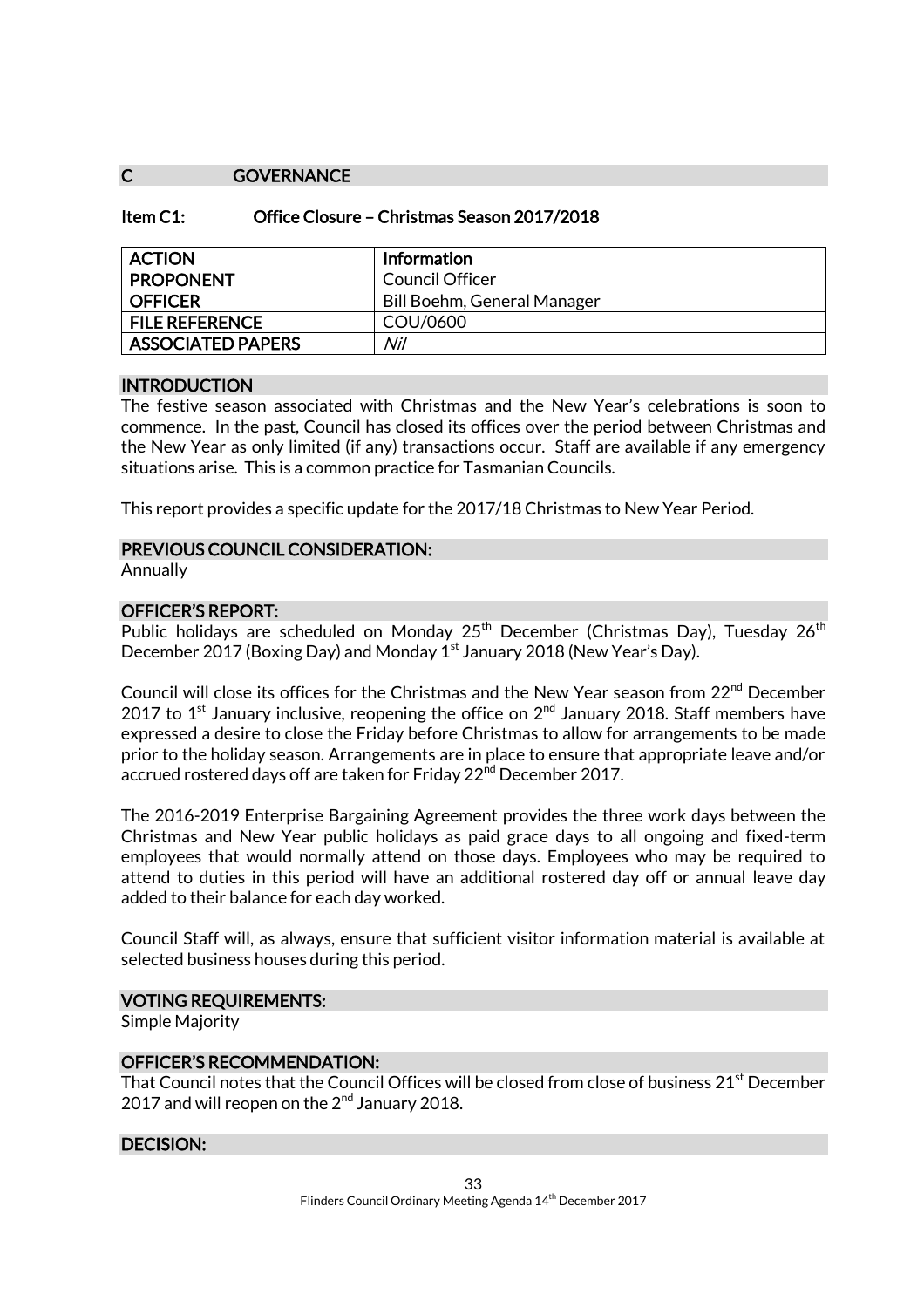## C GOVERNANCE

### Item C1: Office Closure – Christmas Season 2017/2018

| ACTION | Information |
|---|---|
| PROPONENT | Council Officer |
| OFFICER | Bill Boehm, General Manager |
| FILE REFERENCE | COU/0600 |
| ASSOCIATED PAPERS | *Nil* |

### INTRODUCTION

The festive season associated with Christmas and the New Year's celebrations is soon to commence. In the past, Council has closed its offices over the period between Christmas and the New Year as only limited (if any) transactions occur. Staff are available if any emergency situations arise. This is a common practice for Tasmanian Councils.

This report provides a specific update for the 2017/18 Christmas to New Year Period.

### PREVIOUS COUNCIL CONSIDERATION:

Annually

### OFFICER'S REPORT:

Public holidays are scheduled on Monday 25th December (Christmas Day), Tuesday 26th December 2017 (Boxing Day) and Monday 1st January 2018 (New Year's Day).

Council will close its offices for the Christmas and the New Year season from 22nd December 2017 to 1st January inclusive, reopening the office on 2nd January 2018. Staff members have expressed a desire to close the Friday before Christmas to allow for arrangements to be made prior to the holiday season. Arrangements are in place to ensure that appropriate leave and/or accrued rostered days off are taken for Friday 22nd December 2017.

The 2016-2019 Enterprise Bargaining Agreement provides the three work days between the Christmas and New Year public holidays as paid grace days to all ongoing and fixed-term employees that would normally attend on those days. Employees who may be required to attend to duties in this period will have an additional rostered day off or annual leave day added to their balance for each day worked.

Council Staff will, as always, ensure that sufficient visitor information material is available at selected business houses during this period.

### VOTING REQUIREMENTS:

Simple Majority

### OFFICER'S RECOMMENDATION:

That Council notes that the Council Offices will be closed from close of business 21st December 2017 and will reopen on the 2nd January 2018.

### DECISION: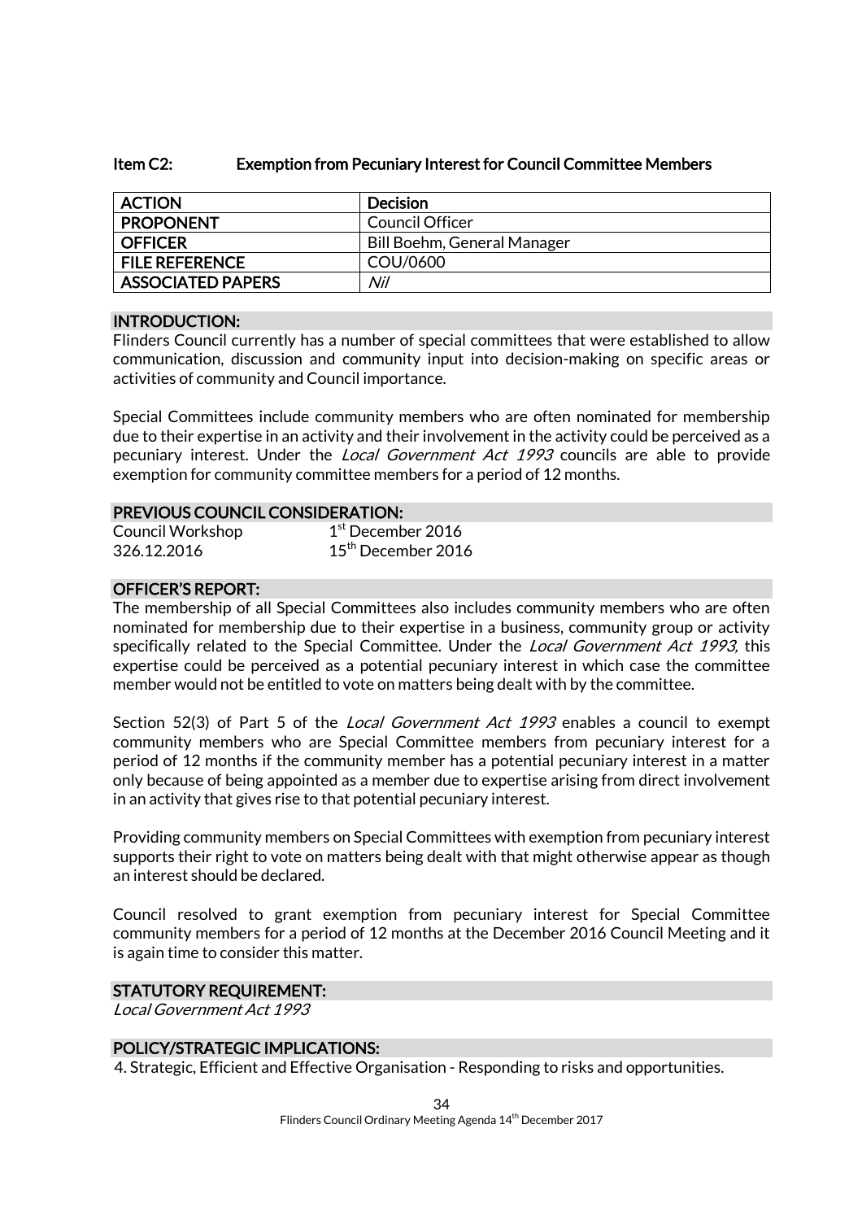## Item C2: Exemption from Pecuniary Interest for Council Committee Members

| ACTION | Decision |
|---|---|
| PROPONENT | Council Officer |
| OFFICER | Bill Boehm, General Manager |
| FILE REFERENCE | COU/0600 |
| ASSOCIATED PAPERS | *Nil* |

### INTRODUCTION:

Flinders Council currently has a number of special committees that were established to allow communication, discussion and community input into decision-making on specific areas or activities of community and Council importance.

Special Committees include community members who are often nominated for membership due to their expertise in an activity and their involvement in the activity could be perceived as a pecuniary interest. Under the *Local Government Act 1993* councils are able to provide exemption for community committee members for a period of 12 months.

### PREVIOUS COUNCIL CONSIDERATION:

Council Workshop 1st December 2016
326.12.2016 15th December 2016

### OFFICER'S REPORT:

The membership of all Special Committees also includes community members who are often nominated for membership due to their expertise in a business, community group or activity specifically related to the Special Committee. Under the *Local Government Act 1993,* this expertise could be perceived as a potential pecuniary interest in which case the committee member would not be entitled to vote on matters being dealt with by the committee.

Section 52(3) of Part 5 of the *Local Government Act 1993* enables a council to exempt community members who are Special Committee members from pecuniary interest for a period of 12 months if the community member has a potential pecuniary interest in a matter only because of being appointed as a member due to expertise arising from direct involvement in an activity that gives rise to that potential pecuniary interest.

Providing community members on Special Committees with exemption from pecuniary interest supports their right to vote on matters being dealt with that might otherwise appear as though an interest should be declared.

Council resolved to grant exemption from pecuniary interest for Special Committee community members for a period of 12 months at the December 2016 Council Meeting and it is again time to consider this matter.

### STATUTORY REQUIREMENT:

*Local Government Act 1993*

### POLICY/STRATEGIC IMPLICATIONS:

4. Strategic, Efficient and Effective Organisation - Responding to risks and opportunities.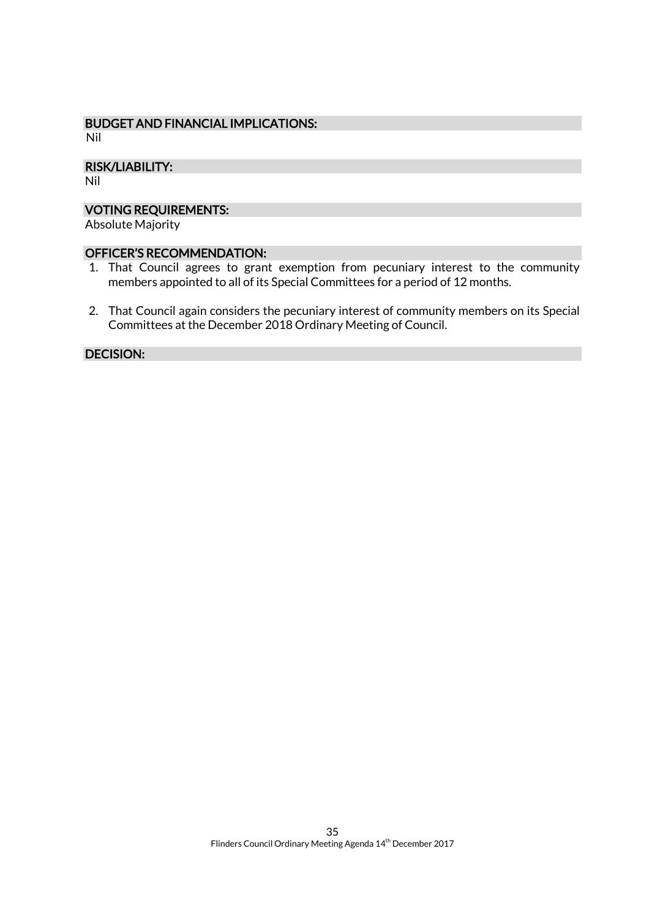## BUDGET AND FINANCIAL IMPLICATIONS:

Nil

## RISK/LIABILITY:

Nil

## VOTING REQUIREMENTS:

Absolute Majority

## OFFICER'S RECOMMENDATION:

1. That Council agrees to grant exemption from pecuniary interest to the community members appointed to all of its Special Committees for a period of 12 months.
2. That Council again considers the pecuniary interest of community members on its Special Committees at the December 2018 Ordinary Meeting of Council.

## DECISION: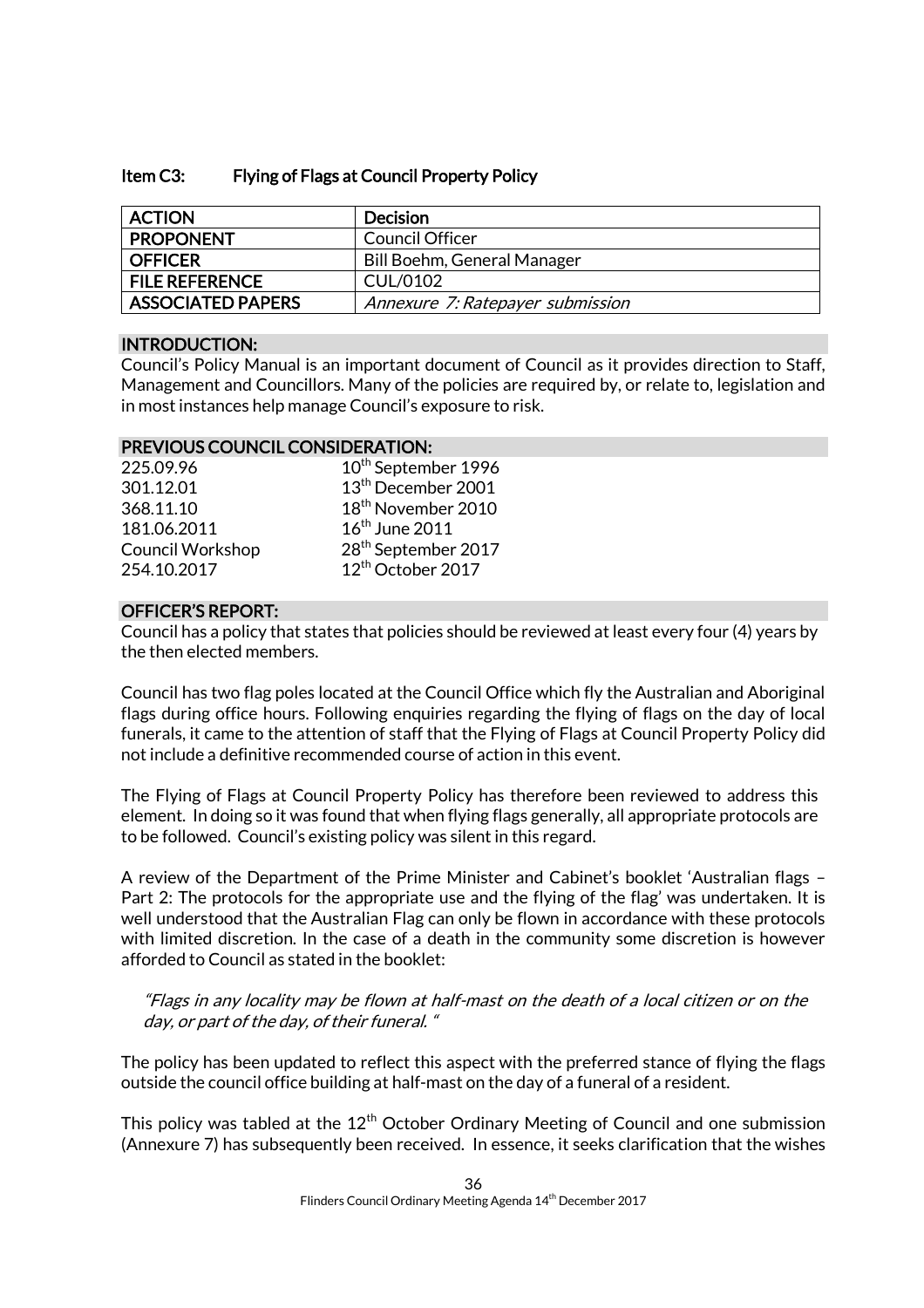## Item C3: Flying of Flags at Council Property Policy

| ACTION | Decision |
|---|---|
| PROPONENT | Council Officer |
| OFFICER | Bill Boehm, General Manager |
| FILE REFERENCE | CUL/0102 |
| ASSOCIATED PAPERS | *Annexure 7: Ratepayer submission* |

### INTRODUCTION:

Council's Policy Manual is an important document of Council as it provides direction to Staff, Management and Councillors. Many of the policies are required by, or relate to, legislation and in most instances help manage Council's exposure to risk.

### PREVIOUS COUNCIL CONSIDERATION:

| | |
|---|---|
| 225.09.96 | 10th September 1996 |
| 301.12.01 | 13th December 2001 |
| 368.11.10 | 18th November 2010 |
| 181.06.2011 | 16th June 2011 |
| Council Workshop | 28th September 2017 |
| 254.10.2017 | 12th October 2017 |

### OFFICER'S REPORT:

Council has a policy that states that policies should be reviewed at least every four (4) years by the then elected members.

Council has two flag poles located at the Council Office which fly the Australian and Aboriginal flags during office hours. Following enquiries regarding the flying of flags on the day of local funerals, it came to the attention of staff that the Flying of Flags at Council Property Policy did not include a definitive recommended course of action in this event.

The Flying of Flags at Council Property Policy has therefore been reviewed to address this element. In doing so it was found that when flying flags generally, all appropriate protocols are to be followed. Council's existing policy was silent in this regard.

A review of the Department of the Prime Minister and Cabinet's booklet 'Australian flags – Part 2: The protocols for the appropriate use and the flying of the flag' was undertaken. It is well understood that the Australian Flag can only be flown in accordance with these protocols with limited discretion. In the case of a death in the community some discretion is however afforded to Council as stated in the booklet:

> *"Flags in any locality may be flown at half-mast on the death of a local citizen or on the day, or part of the day, of their funeral. "*

The policy has been updated to reflect this aspect with the preferred stance of flying the flags outside the council office building at half-mast on the day of a funeral of a resident.

This policy was tabled at the 12th October Ordinary Meeting of Council and one submission (Annexure 7) has subsequently been received. In essence, it seeks clarification that the wishes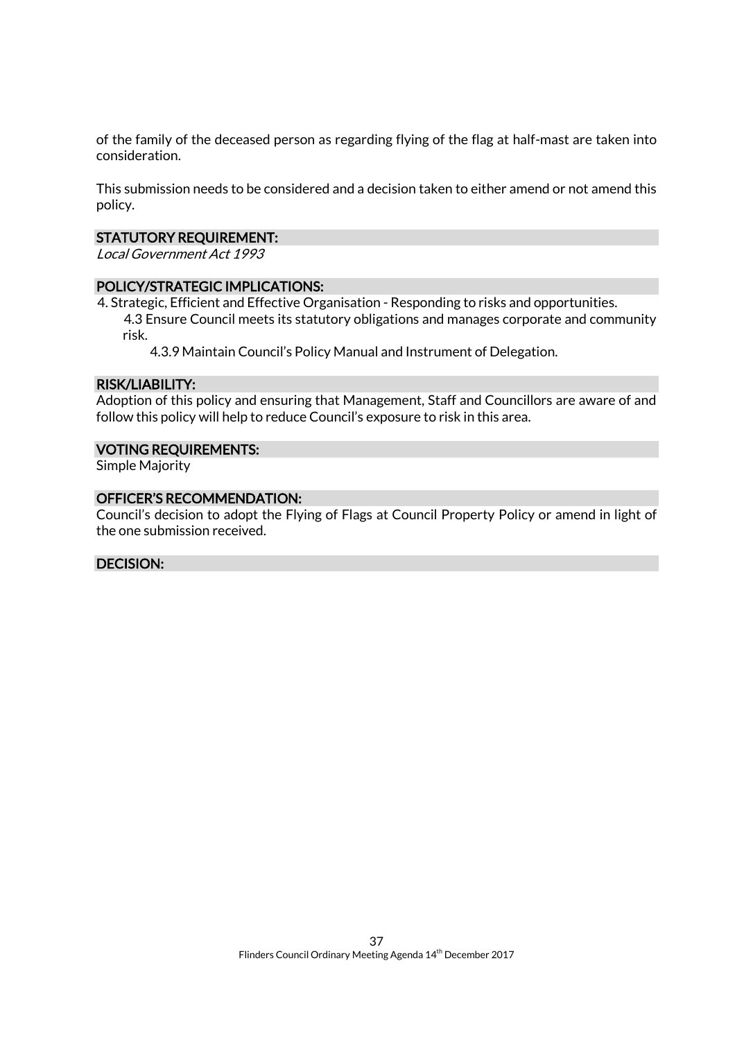of the family of the deceased person as regarding flying of the flag at half-mast are taken into consideration.

This submission needs to be considered and a decision taken to either amend or not amend this policy.

## STATUTORY REQUIREMENT:

*Local Government Act 1993*

## POLICY/STRATEGIC IMPLICATIONS:

4. Strategic, Efficient and Effective Organisation - Responding to risks and opportunities.
   - 4.3 Ensure Council meets its statutory obligations and manages corporate and community risk.
     - 4.3.9 Maintain Council's Policy Manual and Instrument of Delegation.

## RISK/LIABILITY:

Adoption of this policy and ensuring that Management, Staff and Councillors are aware of and follow this policy will help to reduce Council's exposure to risk in this area.

## VOTING REQUIREMENTS:

Simple Majority

## OFFICER'S RECOMMENDATION:

Council's decision to adopt the Flying of Flags at Council Property Policy or amend in light of the one submission received.

## DECISION: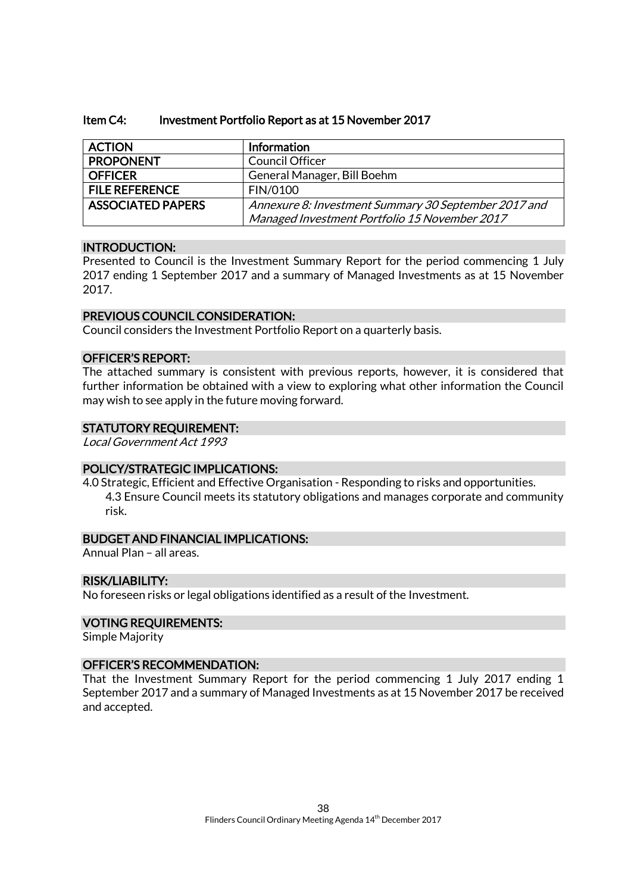## Item C4: Investment Portfolio Report as at 15 November 2017

| ACTION | Information |
|---|---|
| PROPONENT | Council Officer |
| OFFICER | General Manager, Bill Boehm |
| FILE REFERENCE | FIN/0100 |
| ASSOCIATED PAPERS | *Annexure 8: Investment Summary 30 September 2017 and Managed Investment Portfolio 15 November 2017* |

### INTRODUCTION:

Presented to Council is the Investment Summary Report for the period commencing 1 July 2017 ending 1 September 2017 and a summary of Managed Investments as at 15 November 2017.

### PREVIOUS COUNCIL CONSIDERATION:

Council considers the Investment Portfolio Report on a quarterly basis.

### OFFICER'S REPORT:

The attached summary is consistent with previous reports, however, it is considered that further information be obtained with a view to exploring what other information the Council may wish to see apply in the future moving forward.

### STATUTORY REQUIREMENT:

*Local Government Act 1993*

### POLICY/STRATEGIC IMPLICATIONS:

4.0 Strategic, Efficient and Effective Organisation - Responding to risks and opportunities.
  4.3 Ensure Council meets its statutory obligations and manages corporate and community risk.

### BUDGET AND FINANCIAL IMPLICATIONS:

Annual Plan – all areas.

### RISK/LIABILITY:

No foreseen risks or legal obligations identified as a result of the Investment.

### VOTING REQUIREMENTS:

Simple Majority

### OFFICER'S RECOMMENDATION:

That the Investment Summary Report for the period commencing 1 July 2017 ending 1 September 2017 and a summary of Managed Investments as at 15 November 2017 be received and accepted.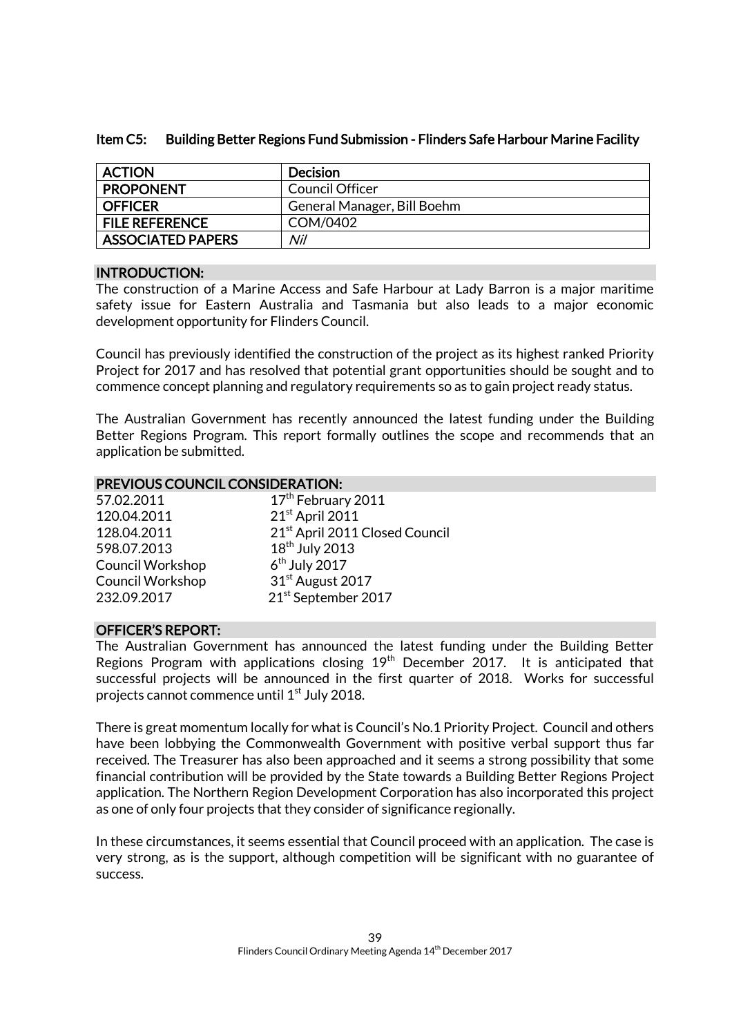### Item C5: Building Better Regions Fund Submission - Flinders Safe Harbour Marine Facility

| ACTION | Decision |
| --- | --- |
| PROPONENT | Council Officer |
| OFFICER | General Manager, Bill Boehm |
| FILE REFERENCE | COM/0402 |
| ASSOCIATED PAPERS | *Nil* |

**INTRODUCTION:**

The construction of a Marine Access and Safe Harbour at Lady Barron is a major maritime safety issue for Eastern Australia and Tasmania but also leads to a major economic development opportunity for Flinders Council.

Council has previously identified the construction of the project as its highest ranked Priority Project for 2017 and has resolved that potential grant opportunities should be sought and to commence concept planning and regulatory requirements so as to gain project ready status.

The Australian Government has recently announced the latest funding under the Building Better Regions Program. This report formally outlines the scope and recommends that an application be submitted.

**PREVIOUS COUNCIL CONSIDERATION:**

| | |
| --- | --- |
| 57.02.2011 | 17th February 2011 |
| 120.04.2011 | 21st April 2011 |
| 128.04.2011 | 21st April 2011 Closed Council |
| 598.07.2013 | 18th July 2013 |
| Council Workshop | 6th July 2017 |
| Council Workshop | 31st August 2017 |
| 232.09.2017 | 21st September 2017 |

**OFFICER'S REPORT:**

The Australian Government has announced the latest funding under the Building Better Regions Program with applications closing 19th December 2017. It is anticipated that successful projects will be announced in the first quarter of 2018. Works for successful projects cannot commence until 1st July 2018.

There is great momentum locally for what is Council's No.1 Priority Project. Council and others have been lobbying the Commonwealth Government with positive verbal support thus far received. The Treasurer has also been approached and it seems a strong possibility that some financial contribution will be provided by the State towards a Building Better Regions Project application. The Northern Region Development Corporation has also incorporated this project as one of only four projects that they consider of significance regionally.

In these circumstances, it seems essential that Council proceed with an application. The case is very strong, as is the support, although competition will be significant with no guarantee of success.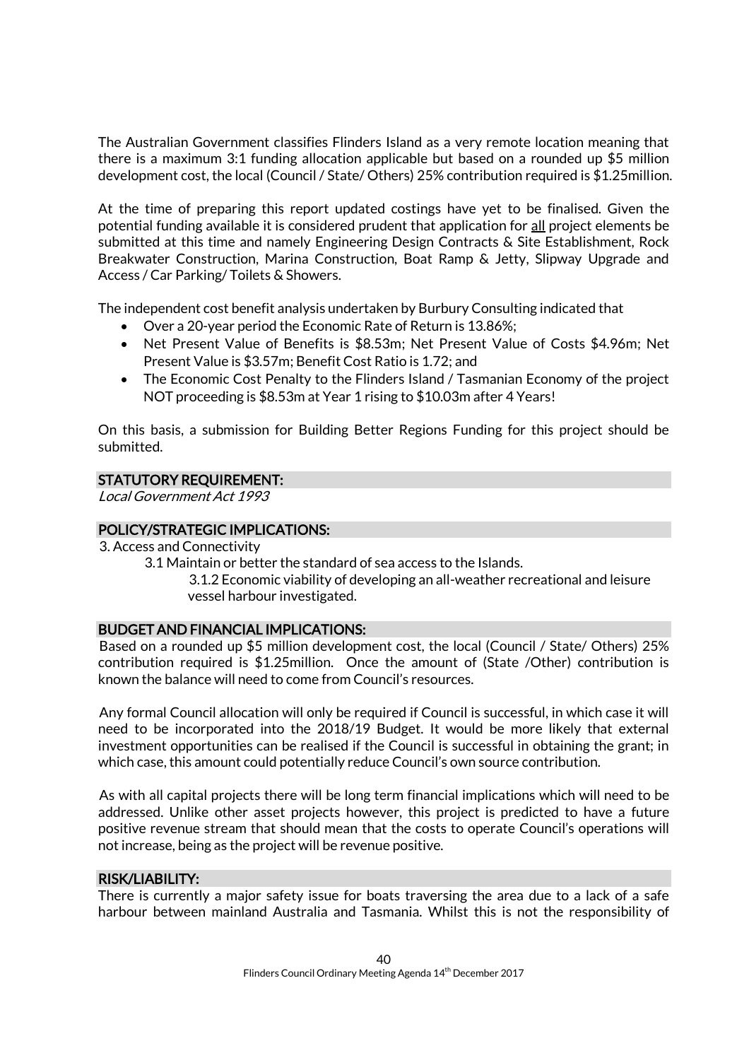The Australian Government classifies Flinders Island as a very remote location meaning that there is a maximum 3:1 funding allocation applicable but based on a rounded up $5 million development cost, the local (Council / State/ Others) 25% contribution required is $1.25million.

At the time of preparing this report updated costings have yet to be finalised. Given the potential funding available it is considered prudent that application for <u>all</u> project elements be submitted at this time and namely Engineering Design Contracts & Site Establishment, Rock Breakwater Construction, Marina Construction, Boat Ramp & Jetty, Slipway Upgrade and Access / Car Parking/ Toilets & Showers.

The independent cost benefit analysis undertaken by Burbury Consulting indicated that

- Over a 20-year period the Economic Rate of Return is 13.86%;
- Net Present Value of Benefits is $8.53m; Net Present Value of Costs $4.96m; Net Present Value is $3.57m; Benefit Cost Ratio is 1.72; and
- The Economic Cost Penalty to the Flinders Island / Tasmanian Economy of the project NOT proceeding is $8.53m at Year 1 rising to $10.03m after 4 Years!

On this basis, a submission for Building Better Regions Funding for this project should be submitted.

## STATUTORY REQUIREMENT:

*Local Government Act 1993*

## POLICY/STRATEGIC IMPLICATIONS:

3. Access and Connectivity

3.1 Maintain or better the standard of sea access to the Islands.

3.1.2 Economic viability of developing an all-weather recreational and leisure vessel harbour investigated.

## BUDGET AND FINANCIAL IMPLICATIONS:

Based on a rounded up $5 million development cost, the local (Council / State/ Others) 25% contribution required is $1.25million. Once the amount of (State /Other) contribution is known the balance will need to come from Council's resources.

Any formal Council allocation will only be required if Council is successful, in which case it will need to be incorporated into the 2018/19 Budget. It would be more likely that external investment opportunities can be realised if the Council is successful in obtaining the grant; in which case, this amount could potentially reduce Council's own source contribution.

As with all capital projects there will be long term financial implications which will need to be addressed. Unlike other asset projects however, this project is predicted to have a future positive revenue stream that should mean that the costs to operate Council's operations will not increase, being as the project will be revenue positive.

## RISK/LIABILITY:

There is currently a major safety issue for boats traversing the area due to a lack of a safe harbour between mainland Australia and Tasmania. Whilst this is not the responsibility of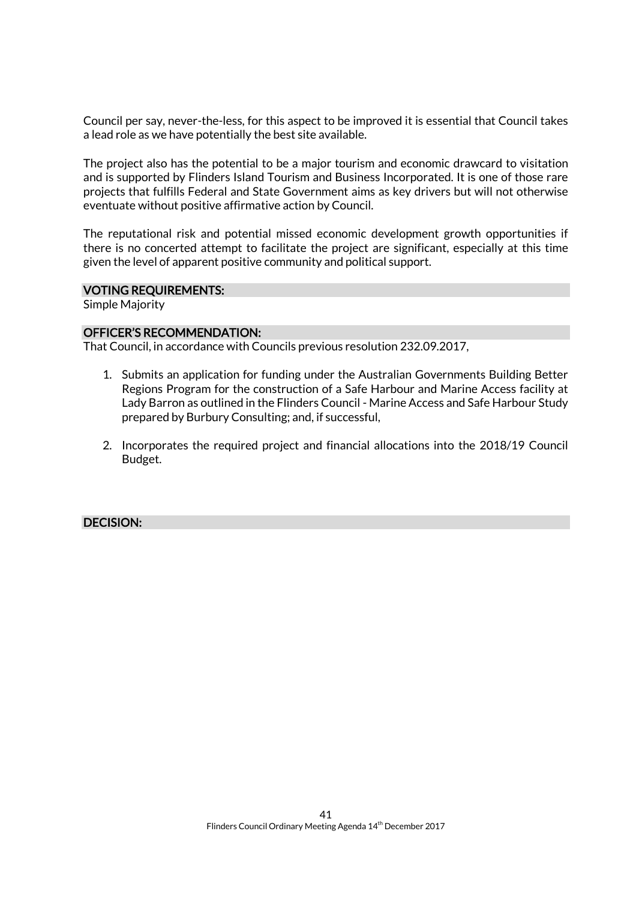Council per say, never-the-less, for this aspect to be improved it is essential that Council takes a lead role as we have potentially the best site available.

The project also has the potential to be a major tourism and economic drawcard to visitation and is supported by Flinders Island Tourism and Business Incorporated. It is one of those rare projects that fulfills Federal and State Government aims as key drivers but will not otherwise eventuate without positive affirmative action by Council.

The reputational risk and potential missed economic development growth opportunities if there is no concerted attempt to facilitate the project are significant, especially at this time given the level of apparent positive community and political support.

### VOTING REQUIREMENTS:

Simple Majority

### OFFICER'S RECOMMENDATION:

That Council, in accordance with Councils previous resolution 232.09.2017,

1. Submits an application for funding under the Australian Governments Building Better Regions Program for the construction of a Safe Harbour and Marine Access facility at Lady Barron as outlined in the Flinders Council - Marine Access and Safe Harbour Study prepared by Burbury Consulting; and, if successful,

2. Incorporates the required project and financial allocations into the 2018/19 Council Budget.

### DECISION: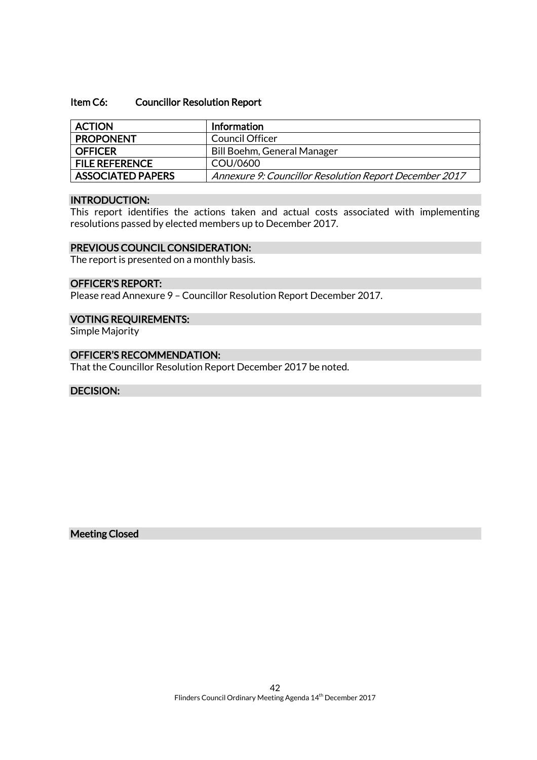## Item C6: Councillor Resolution Report

| | |
|---|---|
| **ACTION** | **Information** |
| **PROPONENT** | Council Officer |
| **OFFICER** | Bill Boehm, General Manager |
| **FILE REFERENCE** | COU/0600 |
| **ASSOCIATED PAPERS** | *Annexure 9: Councillor Resolution Report December 2017* |

### INTRODUCTION:

This report identifies the actions taken and actual costs associated with implementing resolutions passed by elected members up to December 2017.

### PREVIOUS COUNCIL CONSIDERATION:

The report is presented on a monthly basis.

### OFFICER'S REPORT:

Please read Annexure 9 – Councillor Resolution Report December 2017.

### VOTING REQUIREMENTS:

Simple Majority

### OFFICER'S RECOMMENDATION:

That the Councillor Resolution Report December 2017 be noted.

### DECISION:

### Meeting Closed